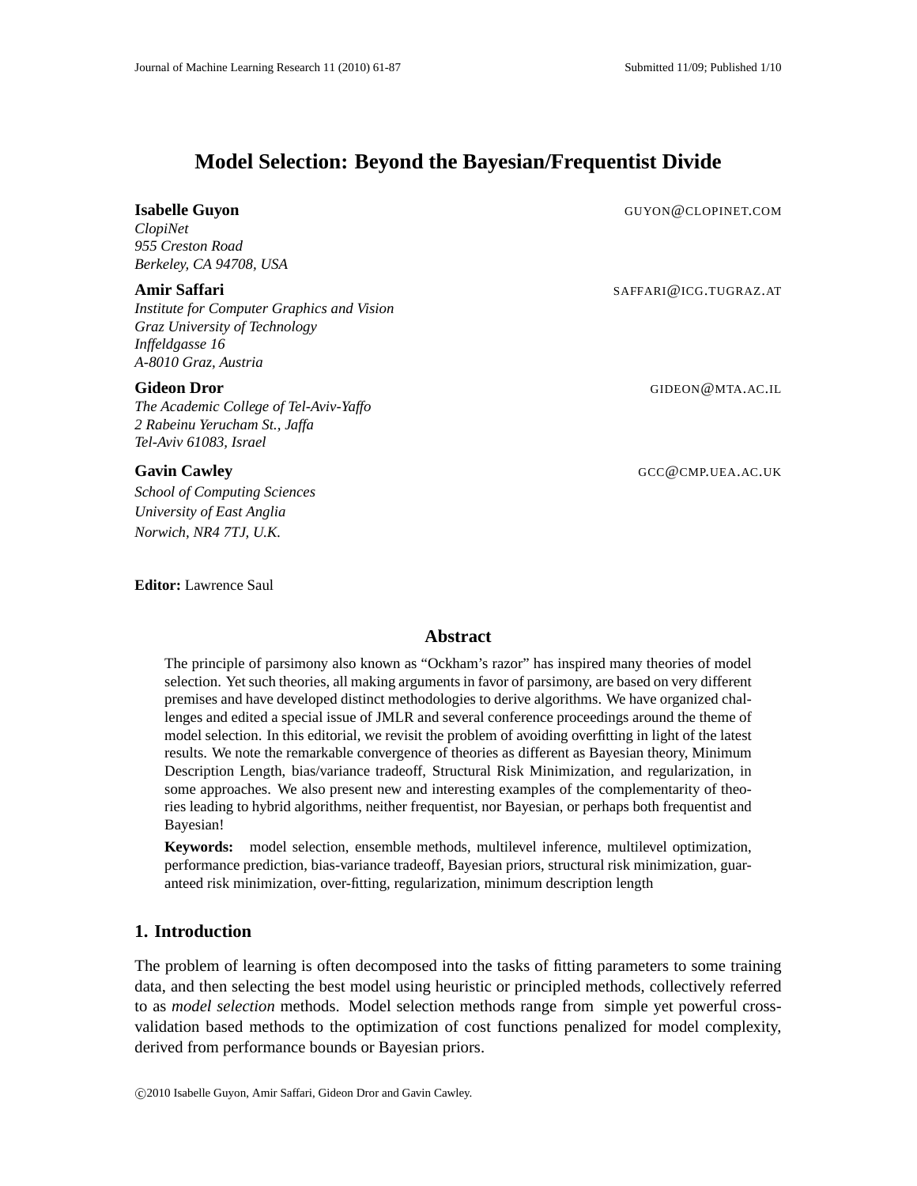# Model Selection: Beyond the Bayesian/Frequentist Divide

**Isabelle Guyon** GUYON@CLOPINET.COM
*ClopiNet*
*955 Creston Road*
*Berkeley, CA 94708, USA*

**Amir Saffari** SAFFARI@ICG.TUGRAZ.AT
*Institute for Computer Graphics and Vision*
*Graz University of Technology*
*Inffeldgasse 16*
*A-8010 Graz, Austria*

**Gideon Dror** GIDEON@MTA.AC.IL
*The Academic College of Tel-Aviv-Yaffo*
*2 Rabeinu Yerucham St., Jaffa*
*Tel-Aviv 61083, Israel*

**Gavin Cawley** GCC@CMP.UEA.AC.UK
*School of Computing Sciences*
*University of East Anglia*
*Norwich, NR4 7TJ, U.K.*

**Editor:** Lawrence Saul

## Abstract

The principle of parsimony also known as "Ockham's razor" has inspired many theories of model selection. Yet such theories, all making arguments in favor of parsimony, are based on very different premises and have developed distinct methodologies to derive algorithms. We have organized challenges and edited a special issue of JMLR and several conference proceedings around the theme of model selection. In this editorial, we revisit the problem of avoiding overfitting in light of the latest results. We note the remarkable convergence of theories as different as Bayesian theory, Minimum Description Length, bias/variance tradeoff, Structural Risk Minimization, and regularization, in some approaches. We also present new and interesting examples of the complementarity of theories leading to hybrid algorithms, neither frequentist, nor Bayesian, or perhaps both frequentist and Bayesian!

**Keywords:** model selection, ensemble methods, multilevel inference, multilevel optimization, performance prediction, bias-variance tradeoff, Bayesian priors, structural risk minimization, guaranteed risk minimization, over-fitting, regularization, minimum description length

## 1. Introduction

The problem of learning is often decomposed into the tasks of fitting parameters to some training data, and then selecting the best model using heuristic or principled methods, collectively referred to as *model selection* methods. Model selection methods range from simple yet powerful cross-validation based methods to the optimization of cost functions penalized for model complexity, derived from performance bounds or Bayesian priors.

©2010 Isabelle Guyon, Amir Saffari, Gideon Dror and Gavin Cawley.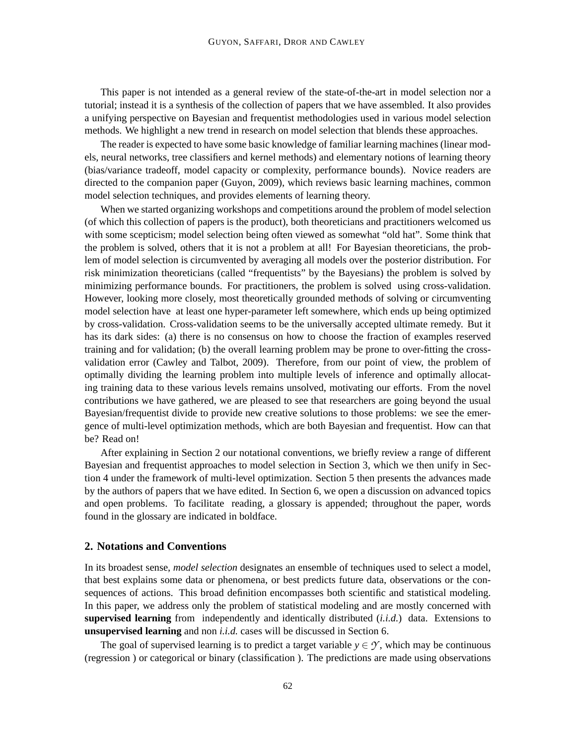This paper is not intended as a general review of the state-of-the-art in model selection nor a tutorial; instead it is a synthesis of the collection of papers that we have assembled. It also provides a unifying perspective on Bayesian and frequentist methodologies used in various model selection methods. We highlight a new trend in research on model selection that blends these approaches.

The reader is expected to have some basic knowledge of familiar learning machines (linear models, neural networks, tree classifiers and kernel methods) and elementary notions of learning theory (bias/variance tradeoff, model capacity or complexity, performance bounds). Novice readers are directed to the companion paper (Guyon, 2009), which reviews basic learning machines, common model selection techniques, and provides elements of learning theory.

When we started organizing workshops and competitions around the problem of model selection (of which this collection of papers is the product), both theoreticians and practitioners welcomed us with some scepticism; model selection being often viewed as somewhat "old hat". Some think that the problem is solved, others that it is not a problem at all! For Bayesian theoreticians, the problem of model selection is circumvented by averaging all models over the posterior distribution. For risk minimization theoreticians (called "frequentists" by the Bayesians) the problem is solved by minimizing performance bounds. For practitioners, the problem is solved using cross-validation. However, looking more closely, most theoretically grounded methods of solving or circumventing model selection have at least one hyper-parameter left somewhere, which ends up being optimized by cross-validation. Cross-validation seems to be the universally accepted ultimate remedy. But it has its dark sides: (a) there is no consensus on how to choose the fraction of examples reserved training and for validation; (b) the overall learning problem may be prone to over-fitting the cross-validation error (Cawley and Talbot, 2009). Therefore, from our point of view, the problem of optimally dividing the learning problem into multiple levels of inference and optimally allocating training data to these various levels remains unsolved, motivating our efforts. From the novel contributions we have gathered, we are pleased to see that researchers are going beyond the usual Bayesian/frequentist divide to provide new creative solutions to those problems: we see the emergence of multi-level optimization methods, which are both Bayesian and frequentist. How can that be? Read on!

After explaining in Section 2 our notational conventions, we briefly review a range of different Bayesian and frequentist approaches to model selection in Section 3, which we then unify in Section 4 under the framework of multi-level optimization. Section 5 then presents the advances made by the authors of papers that we have edited. In Section 6, we open a discussion on advanced topics and open problems. To facilitate reading, a glossary is appended; throughout the paper, words found in the glossary are indicated in boldface.

## 2. Notations and Conventions

In its broadest sense, *model selection* designates an ensemble of techniques used to select a model, that best explains some data or phenomena, or best predicts future data, observations or the consequences of actions. This broad definition encompasses both scientific and statistical modeling. In this paper, we address only the problem of statistical modeling and are mostly concerned with **supervised learning** from independently and identically distributed (*i.i.d.*) data. Extensions to **unsupervised learning** and non *i.i.d.* cases will be discussed in Section 6.

The goal of supervised learning is to predict a target variable $y \in \mathcal{Y}$, which may be continuous (regression ) or categorical or binary (classification ). The predictions are made using observations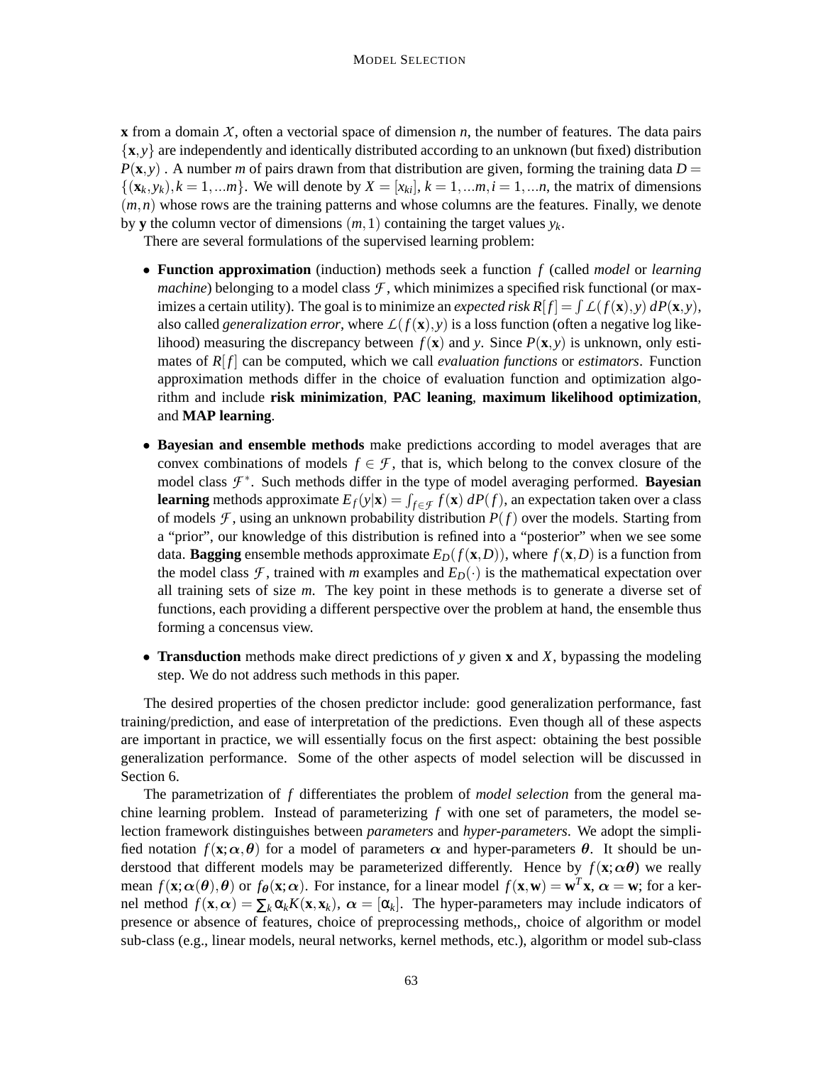**x** from a domain $\mathcal{X}$, often a vectorial space of dimension $n$, the number of features. The data pairs $\{\mathbf{x}, y\}$ are independently and identically distributed according to an unknown (but fixed) distribution $P(\mathbf{x}, y)$ . A number $m$ of pairs drawn from that distribution are given, forming the training data $D = \{(\mathbf{x}_k, y_k), k = 1, ...m\}$. We will denote by $X = [x_{ki}]$, $k = 1, ...m, i = 1, ...n$, the matrix of dimensions $(m, n)$ whose rows are the training patterns and whose columns are the features. Finally, we denote by $\mathbf{y}$ the column vector of dimensions $(m, 1)$ containing the target values $y_k$.

There are several formulations of the supervised learning problem:

- **Function approximation** (induction) methods seek a function $f$ (called *model* or *learning machine*) belonging to a model class $\mathcal{F}$, which minimizes a specified risk functional (or maximizes a certain utility). The goal is to minimize an *expected risk* $R[f] = \int \mathcal{L}(f(\mathbf{x}), y)\, dP(\mathbf{x}, y)$, also called *generalization error*, where $\mathcal{L}(f(\mathbf{x}), y)$ is a loss function (often a negative log likelihood) measuring the discrepancy between $f(\mathbf{x})$ and $y$. Since $P(\mathbf{x}, y)$ is unknown, only estimates of $R[f]$ can be computed, which we call *evaluation functions* or *estimators*. Function approximation methods differ in the choice of evaluation function and optimization algorithm and include **risk minimization**, **PAC leaning**, **maximum likelihood optimization**, and **MAP learning**.

- **Bayesian and ensemble methods** make predictions according to model averages that are convex combinations of models $f \in \mathcal{F}$, that is, which belong to the convex closure of the model class $\mathcal{F}^*$. Such methods differ in the type of model averaging performed. **Bayesian learning** methods approximate $E_f(y|\mathbf{x}) = \int_{f \in \mathcal{F}} f(\mathbf{x})\, dP(f)$, an expectation taken over a class of models $\mathcal{F}$, using an unknown probability distribution $P(f)$ over the models. Starting from a "prior", our knowledge of this distribution is refined into a "posterior" when we see some data. **Bagging** ensemble methods approximate $E_D(f(\mathbf{x}, D))$, where $f(\mathbf{x}, D)$ is a function from the model class $\mathcal{F}$, trained with $m$ examples and $E_D(\cdot)$ is the mathematical expectation over all training sets of size $m$. The key point in these methods is to generate a diverse set of functions, each providing a different perspective over the problem at hand, the ensemble thus forming a concensus view.

- **Transduction** methods make direct predictions of $y$ given $\mathbf{x}$ and $X$, bypassing the modeling step. We do not address such methods in this paper.

The desired properties of the chosen predictor include: good generalization performance, fast training/prediction, and ease of interpretation of the predictions. Even though all of these aspects are important in practice, we will essentially focus on the first aspect: obtaining the best possible generalization performance. Some of the other aspects of model selection will be discussed in Section 6.

The parametrization of $f$ differentiates the problem of *model selection* from the general machine learning problem. Instead of parameterizing $f$ with one set of parameters, the model selection framework distinguishes between *parameters* and *hyper-parameters*. We adopt the simplified notation $f(\mathbf{x}; \boldsymbol{\alpha}, \boldsymbol{\theta})$ for a model of parameters $\boldsymbol{\alpha}$ and hyper-parameters $\boldsymbol{\theta}$. It should be understood that different models may be parameterized differently. Hence by $f(\mathbf{x}; \boldsymbol{\alpha}\boldsymbol{\theta})$ we really mean $f(\mathbf{x}; \boldsymbol{\alpha}(\boldsymbol{\theta}), \boldsymbol{\theta})$ or $f_{\boldsymbol{\theta}}(\mathbf{x}; \boldsymbol{\alpha})$. For instance, for a linear model $f(\mathbf{x}, \mathbf{w}) = \mathbf{w}^T\mathbf{x}$, $\boldsymbol{\alpha} = \mathbf{w}$; for a kernel method $f(\mathbf{x}, \boldsymbol{\alpha}) = \sum_k \alpha_k K(\mathbf{x}, \mathbf{x}_k)$, $\boldsymbol{\alpha} = [\alpha_k]$. The hyper-parameters may include indicators of presence or absence of features, choice of preprocessing methods,, choice of algorithm or model sub-class (e.g., linear models, neural networks, kernel methods, etc.), algorithm or model sub-class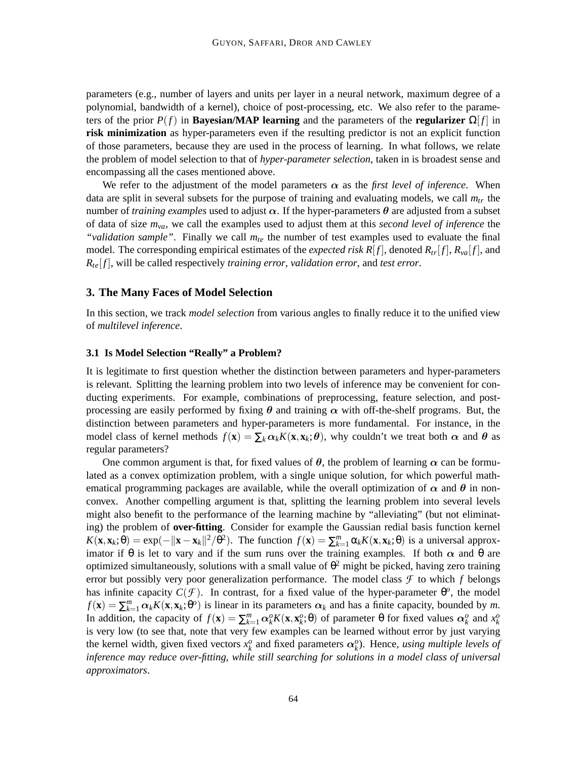parameters (e.g., number of layers and units per layer in a neural network, maximum degree of a polynomial, bandwidth of a kernel), choice of post-processing, etc. We also refer to the parameters of the prior $P(f)$ in **Bayesian/MAP learning** and the parameters of the **regularizer** $\Omega[f]$ in **risk minimization** as hyper-parameters even if the resulting predictor is not an explicit function of those parameters, because they are used in the process of learning. In what follows, we relate the problem of model selection to that of *hyper-parameter selection*, taken in is broadest sense and encompassing all the cases mentioned above.

We refer to the adjustment of the model parameters $\boldsymbol{\alpha}$ as the *first level of inference*. When data are split in several subsets for the purpose of training and evaluating models, we call $m_{tr}$ the number of *training examples* used to adjust $\boldsymbol{\alpha}$. If the hyper-parameters $\boldsymbol{\theta}$ are adjusted from a subset of data of size $m_{va}$, we call the examples used to adjust them at this *second level of inference* the *"validation sample"*. Finally we call $m_{te}$ the number of test examples used to evaluate the final model. The corresponding empirical estimates of the *expected risk* $R[f]$, denoted $R_{tr}[f]$, $R_{va}[f]$, and $R_{te}[f]$, will be called respectively *training error*, *validation error*, and *test error*.

## 3. The Many Faces of Model Selection

In this section, we track *model selection* from various angles to finally reduce it to the unified view of *multilevel inference*.

### 3.1 Is Model Selection "Really" a Problem?

It is legitimate to first question whether the distinction between parameters and hyper-parameters is relevant. Splitting the learning problem into two levels of inference may be convenient for conducting experiments. For example, combinations of preprocessing, feature selection, and post-processing are easily performed by fixing $\boldsymbol{\theta}$ and training $\boldsymbol{\alpha}$ with off-the-shelf programs. But, the distinction between parameters and hyper-parameters is more fundamental. For instance, in the model class of kernel methods $f(\mathbf{x}) = \sum_k \alpha_k K(\mathbf{x}, \mathbf{x}_k; \boldsymbol{\theta})$, why couldn't we treat both $\boldsymbol{\alpha}$ and $\boldsymbol{\theta}$ as regular parameters?

One common argument is that, for fixed values of $\boldsymbol{\theta}$, the problem of learning $\boldsymbol{\alpha}$ can be formulated as a convex optimization problem, with a single unique solution, for which powerful mathematical programming packages are available, while the overall optimization of $\boldsymbol{\alpha}$ and $\boldsymbol{\theta}$ in non-convex. Another compelling argument is that, splitting the learning problem into several levels might also benefit to the performance of the learning machine by "alleviating" (but not eliminating) the problem of **over-fitting**. Consider for example the Gaussian redial basis function kernel $K(\mathbf{x}, \mathbf{x}_k; \theta) = \exp(-\|\mathbf{x} - \mathbf{x}_k\|^2/\theta^2)$. The function $f(\mathbf{x}) = \sum_{k=1}^{m} \alpha_k K(\mathbf{x}, \mathbf{x}_k; \theta)$ is a universal approximator if $\theta$ is let to vary and if the sum runs over the training examples. If both $\alpha$ and $\theta$ are optimized simultaneously, solutions with a small value of $\theta^2$ might be picked, having zero training error but possibly very poor generalization performance. The model class $\mathcal{F}$ to which $f$ belongs has infinite capacity $C(\mathcal{F})$. In contrast, for a fixed value of the hyper-parameter $\theta^o$, the model $f(\mathbf{x}) = \sum_{k=1}^{m} \alpha_k K(\mathbf{x}, \mathbf{x}_k; \theta^o)$ is linear in its parameters $\alpha_k$ and has a finite capacity, bounded by $m$. In addition, the capacity of $f(\mathbf{x}) = \sum_{k=1}^{m} \alpha_k^o K(\mathbf{x}, \mathbf{x}_k^o; \theta)$ of parameter $\theta$ for fixed values $\alpha_k^o$ and $x_k^o$ is very low (to see that, note that very few examples can be learned without error by just varying the kernel width, given fixed vectors $x_k^o$ and fixed parameters $\alpha_k^o$). Hence, *using multiple levels of inference may reduce over-fitting, while still searching for solutions in a model class of universal approximators*.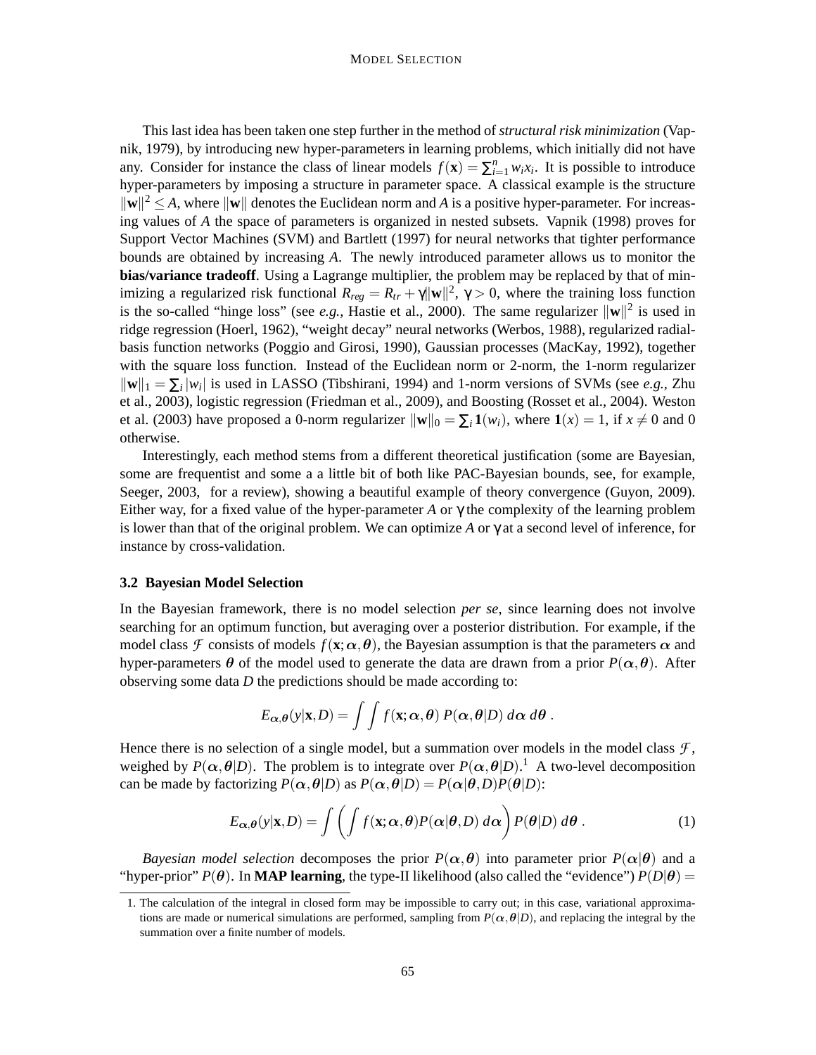This last idea has been taken one step further in the method of *structural risk minimization* (Vapnik, 1979), by introducing new hyper-parameters in learning problems, which initially did not have any. Consider for instance the class of linear models $f(\mathbf{x}) = \sum_{i=1}^{n} w_i x_i$. It is possible to introduce hyper-parameters by imposing a structure in parameter space. A classical example is the structure $\|\mathbf{w}\|^2 \leq A$, where $\|\mathbf{w}\|$ denotes the Euclidean norm and $A$ is a positive hyper-parameter. For increasing values of $A$ the space of parameters is organized in nested subsets. Vapnik (1998) proves for Support Vector Machines (SVM) and Bartlett (1997) for neural networks that tighter performance bounds are obtained by increasing $A$. The newly introduced parameter allows us to monitor the **bias/variance tradeoff**. Using a Lagrange multiplier, the problem may be replaced by that of minimizing a regularized risk functional $R_{reg} = R_{tr} + \gamma \|\mathbf{w}\|^2$, $\gamma > 0$, where the training loss function is the so-called "hinge loss" (see *e.g.*, Hastie et al., 2000). The same regularizer $\|\mathbf{w}\|^2$ is used in ridge regression (Hoerl, 1962), "weight decay" neural networks (Werbos, 1988), regularized radial-basis function networks (Poggio and Girosi, 1990), Gaussian processes (MacKay, 1992), together with the square loss function. Instead of the Euclidean norm or 2-norm, the 1-norm regularizer $\|\mathbf{w}\|_1 = \sum_i |w_i|$ is used in LASSO (Tibshirani, 1994) and 1-norm versions of SVMs (see *e.g.*, Zhu et al., 2003), logistic regression (Friedman et al., 2009), and Boosting (Rosset et al., 2004). Weston et al. (2003) have proposed a 0-norm regularizer $\|\mathbf{w}\|_0 = \sum_i \mathbf{1}(w_i)$, where $\mathbf{1}(x) = 1$, if $x \neq 0$ and 0 otherwise.

Interestingly, each method stems from a different theoretical justification (some are Bayesian, some are frequentist and some a a little bit of both like PAC-Bayesian bounds, see, for example, Seeger, 2003, for a review), showing a beautiful example of theory convergence (Guyon, 2009). Either way, for a fixed value of the hyper-parameter $A$ or $\gamma$ the complexity of the learning problem is lower than that of the original problem. We can optimize $A$ or $\gamma$ at a second level of inference, for instance by cross-validation.

### 3.2 Bayesian Model Selection

In the Bayesian framework, there is no model selection *per se*, since learning does not involve searching for an optimum function, but averaging over a posterior distribution. For example, if the model class $\mathcal{F}$ consists of models $f(\mathbf{x}; \boldsymbol{\alpha}, \boldsymbol{\theta})$, the Bayesian assumption is that the parameters $\boldsymbol{\alpha}$ and hyper-parameters $\boldsymbol{\theta}$ of the model used to generate the data are drawn from a prior $P(\boldsymbol{\alpha}, \boldsymbol{\theta})$. After observing some data $D$ the predictions should be made according to:

$$E_{\boldsymbol{\alpha},\boldsymbol{\theta}}(y|\mathbf{x}, D) = \int \int f(\mathbf{x}; \boldsymbol{\alpha}, \boldsymbol{\theta}) \, P(\boldsymbol{\alpha}, \boldsymbol{\theta}|D) \, d\boldsymbol{\alpha} \, d\boldsymbol{\theta} \; .$$

Hence there is no selection of a single model, but a summation over models in the model class $\mathcal{F}$, weighed by $P(\boldsymbol{\alpha}, \boldsymbol{\theta}|D)$. The problem is to integrate over $P(\boldsymbol{\alpha}, \boldsymbol{\theta}|D)$.[1] A two-level decomposition can be made by factorizing $P(\boldsymbol{\alpha}, \boldsymbol{\theta}|D)$ as $P(\boldsymbol{\alpha}, \boldsymbol{\theta}|D) = P(\boldsymbol{\alpha}|\boldsymbol{\theta}, D) P(\boldsymbol{\theta}|D)$:

$$E_{\boldsymbol{\alpha},\boldsymbol{\theta}}(y|\mathbf{x}, D) = \int \left( \int f(\mathbf{x}; \boldsymbol{\alpha}, \boldsymbol{\theta}) P(\boldsymbol{\alpha}|\boldsymbol{\theta}, D) \, d\boldsymbol{\alpha} \right) P(\boldsymbol{\theta}|D) \, d\boldsymbol{\theta} \; . \tag{1}$$

*Bayesian model selection* decomposes the prior $P(\boldsymbol{\alpha}, \boldsymbol{\theta})$ into parameter prior $P(\boldsymbol{\alpha}|\boldsymbol{\theta})$ and a "hyper-prior" $P(\boldsymbol{\theta})$. In **MAP learning**, the type-II likelihood (also called the "evidence") $P(D|\boldsymbol{\theta}) =$

1. The calculation of the integral in closed form may be impossible to carry out; in this case, variational approximations are made or numerical simulations are performed, sampling from $P(\boldsymbol{\alpha}, \boldsymbol{\theta}|D)$, and replacing the integral by the summation over a finite number of models.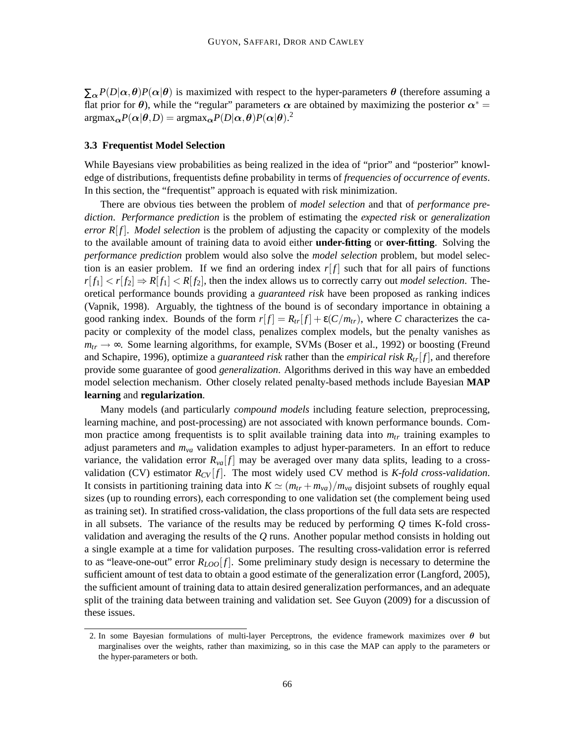$\sum_{\alpha} P(D|\alpha,\theta)P(\alpha|\theta)$ is maximized with respect to the hyper-parameters $\theta$ (therefore assuming a flat prior for $\theta$), while the "regular" parameters $\alpha$ are obtained by maximizing the posterior $\alpha^* = \text{argmax}_{\alpha} P(\alpha|\theta, D) = \text{argmax}_{\alpha} P(D|\alpha,\theta)P(\alpha|\theta)$.[2]

### 3.3 Frequentist Model Selection

While Bayesians view probabilities as being realized in the idea of "prior" and "posterior" knowledge of distributions, frequentists define probability in terms of *frequencies of occurrence of events*. In this section, the "frequentist" approach is equated with risk minimization.

There are obvious ties between the problem of *model selection* and that of *performance prediction*. *Performance prediction* is the problem of estimating the *expected risk* or *generalization error* $R[f]$. *Model selection* is the problem of adjusting the capacity or complexity of the models to the available amount of training data to avoid either **under-fitting** or **over-fitting**. Solving the *performance prediction* problem would also solve the *model selection* problem, but model selection is an easier problem. If we find an ordering index $r[f]$ such that for all pairs of functions $r[f_1] < r[f_2] \Rightarrow R[f_1] < R[f_2]$, then the index allows us to correctly carry out *model selection*. Theoretical performance bounds providing a *guaranteed risk* have been proposed as ranking indices (Vapnik, 1998). Arguably, the tightness of the bound is of secondary importance in obtaining a good ranking index. Bounds of the form $r[f] = R_{tr}[f] + \varepsilon(C/m_{tr})$, where $C$ characterizes the capacity or complexity of the model class, penalizes complex models, but the penalty vanishes as $m_{tr} \to \infty$. Some learning algorithms, for example, SVMs (Boser et al., 1992) or boosting (Freund and Schapire, 1996), optimize a *guaranteed risk* rather than the *empirical risk* $R_{tr}[f]$, and therefore provide some guarantee of good *generalization*. Algorithms derived in this way have an embedded model selection mechanism. Other closely related penalty-based methods include Bayesian **MAP learning** and **regularization**.

Many models (and particularly *compound models* including feature selection, preprocessing, learning machine, and post-processing) are not associated with known performance bounds. Common practice among frequentists is to split available training data into $m_{tr}$ training examples to adjust parameters and $m_{va}$ validation examples to adjust hyper-parameters. In an effort to reduce variance, the validation error $R_{va}[f]$ may be averaged over many data splits, leading to a cross-validation (CV) estimator $R_{CV}[f]$. The most widely used CV method is *K-fold cross-validation*. It consists in partitioning training data into $K \simeq (m_{tr} + m_{va})/m_{va}$ disjoint subsets of roughly equal sizes (up to rounding errors), each corresponding to one validation set (the complement being used as training set). In stratified cross-validation, the class proportions of the full data sets are respected in all subsets. The variance of the results may be reduced by performing $Q$ times K-fold cross-validation and averaging the results of the $Q$ runs. Another popular method consists in holding out a single example at a time for validation purposes. The resulting cross-validation error is referred to as "leave-one-out" error $R_{LOO}[f]$. Some preliminary study design is necessary to determine the sufficient amount of test data to obtain a good estimate of the generalization error (Langford, 2005), the sufficient amount of training data to attain desired generalization performances, and an adequate split of the training data between training and validation set. See Guyon (2009) for a discussion of these issues.

2. In some Bayesian formulations of multi-layer Perceptrons, the evidence framework maximizes over $\theta$ but marginalises over the weights, rather than maximizing, so in this case the MAP can apply to the parameters or the hyper-parameters or both.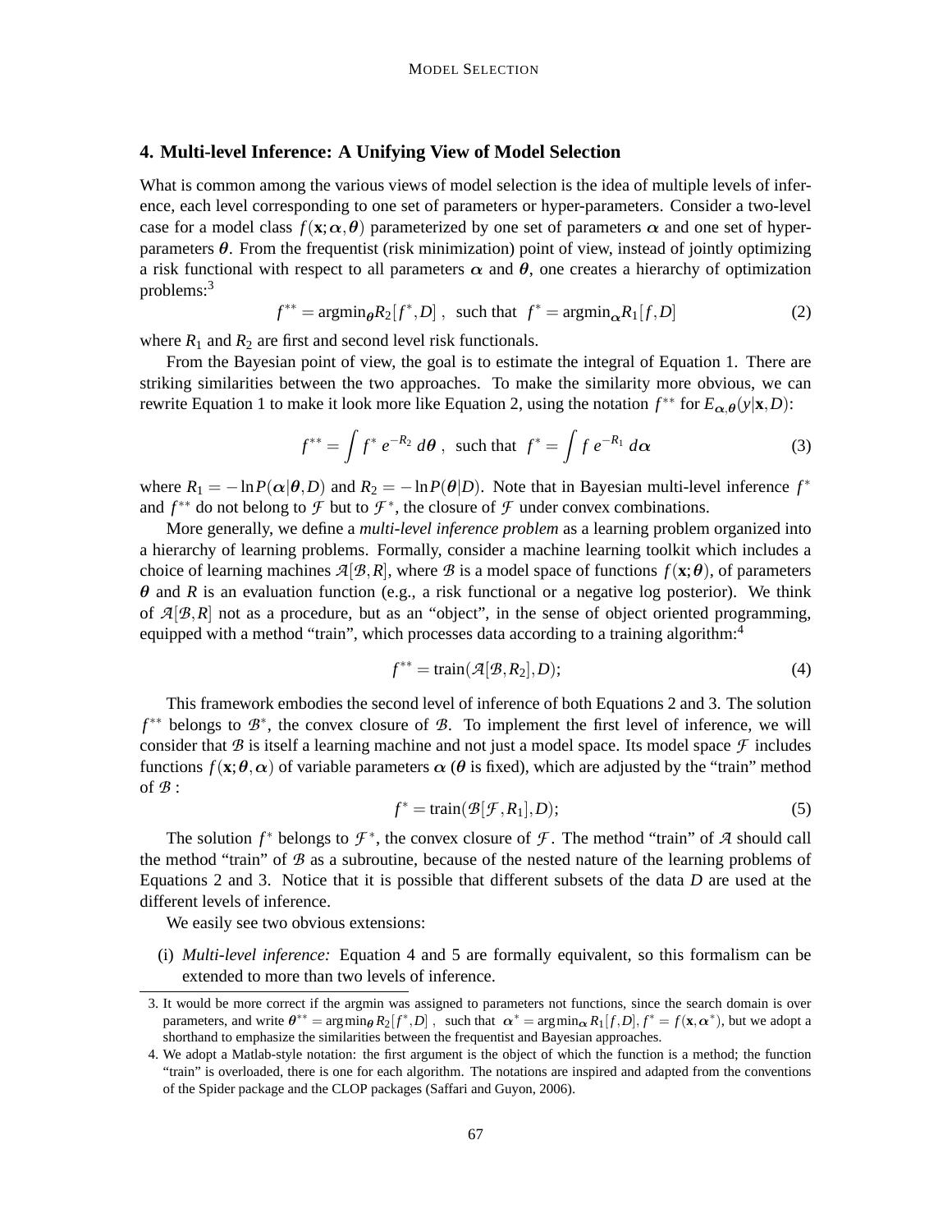## 4. Multi-level Inference: A Unifying View of Model Selection

What is common among the various views of model selection is the idea of multiple levels of inference, each level corresponding to one set of parameters or hyper-parameters. Consider a two-level case for a model class $f(\mathbf{x};\boldsymbol{\alpha},\boldsymbol{\theta})$ parameterized by one set of parameters $\boldsymbol{\alpha}$ and one set of hyper-parameters $\boldsymbol{\theta}$. From the frequentist (risk minimization) point of view, instead of jointly optimizing a risk functional with respect to all parameters $\boldsymbol{\alpha}$ and $\boldsymbol{\theta}$, one creates a hierarchy of optimization problems:[3]

$$f^{**} = \text{argmin}_{\boldsymbol{\theta}} R_2[f^*, D]\ , \ \text{ such that } \ f^* = \text{argmin}_{\boldsymbol{\alpha}} R_1[f, D] \tag{2}$$

where $R_1$ and $R_2$ are first and second level risk functionals.

From the Bayesian point of view, the goal is to estimate the integral of Equation 1. There are striking similarities between the two approaches. To make the similarity more obvious, we can rewrite Equation 1 to make it look more like Equation 2, using the notation $f^{**}$ for $E_{\boldsymbol{\alpha},\boldsymbol{\theta}}(y|\mathbf{x}, D)$:

$$f^{**} = \int f^* \, e^{-R_2} \, d\boldsymbol{\theta}\ , \ \text{ such that } \ f^* = \int f \, e^{-R_1} \, d\boldsymbol{\alpha} \tag{3}$$

where $R_1 = -\ln P(\boldsymbol{\alpha}|\boldsymbol{\theta}, D)$ and $R_2 = -\ln P(\boldsymbol{\theta}|D)$. Note that in Bayesian multi-level inference $f^*$ and $f^{**}$ do not belong to $\mathcal{F}$ but to $\mathcal{F}^*$, the closure of $\mathcal{F}$ under convex combinations.

More generally, we define a *multi-level inference problem* as a learning problem organized into a hierarchy of learning problems. Formally, consider a machine learning toolkit which includes a choice of learning machines $\mathcal{A}[\mathcal{B}, R]$, where $\mathcal{B}$ is a model space of functions $f(\mathbf{x};\boldsymbol{\theta})$, of parameters $\boldsymbol{\theta}$ and $R$ is an evaluation function (e.g., a risk functional or a negative log posterior). We think of $\mathcal{A}[\mathcal{B}, R]$ not as a procedure, but as an "object", in the sense of object oriented programming, equipped with a method "train", which processes data according to a training algorithm:[4]

$$f^{**} = \text{train}(\mathcal{A}[\mathcal{B}, R_2], D); \tag{4}$$

This framework embodies the second level of inference of both Equations 2 and 3. The solution $f^{**}$ belongs to $\mathcal{B}^*$, the convex closure of $\mathcal{B}$. To implement the first level of inference, we will consider that $\mathcal{B}$ is itself a learning machine and not just a model space. Its model space $\mathcal{F}$ includes functions $f(\mathbf{x};\boldsymbol{\theta},\boldsymbol{\alpha})$ of variable parameters $\boldsymbol{\alpha}$ ($\boldsymbol{\theta}$ is fixed), which are adjusted by the "train" method of $\mathcal{B}$ :

$$f^* = \text{train}(\mathcal{B}[\mathcal{F}, R_1], D); \tag{5}$$

The solution $f^*$ belongs to $\mathcal{F}^*$, the convex closure of $\mathcal{F}$. The method "train" of $\mathcal{A}$ should call the method "train" of $\mathcal{B}$ as a subroutine, because of the nested nature of the learning problems of Equations 2 and 3. Notice that it is possible that different subsets of the data $D$ are used at the different levels of inference.

We easily see two obvious extensions:

(i) *Multi-level inference:* Equation 4 and 5 are formally equivalent, so this formalism can be extended to more than two levels of inference.

---

3. It would be more correct if the argmin was assigned to parameters not functions, since the search domain is over parameters, and write $\boldsymbol{\theta}^{**} = \arg\min_{\boldsymbol{\theta}} R_2[f^*, D]$ , such that $\boldsymbol{\alpha}^* = \arg\min_{\boldsymbol{\alpha}} R_1[f, D]$, $f^* = f(\mathbf{x}, \boldsymbol{\alpha}^*)$, but we adopt a shorthand to emphasize the similarities between the frequentist and Bayesian approaches.

4. We adopt a Matlab-style notation: the first argument is the object of which the function is a method; the function "train" is overloaded, there is one for each algorithm. The notations are inspired and adapted from the conventions of the Spider package and the CLOP packages (Saffari and Guyon, 2006).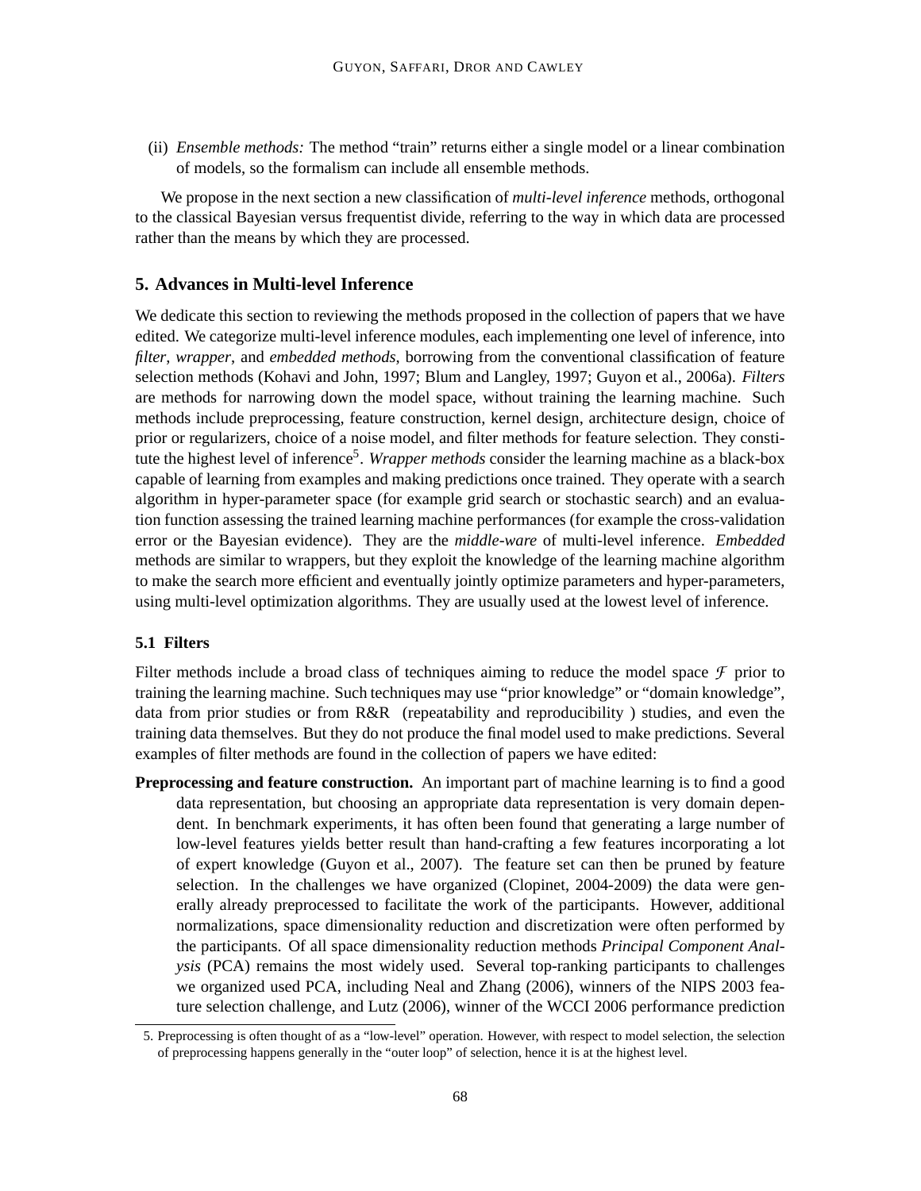(ii) *Ensemble methods:* The method "train" returns either a single model or a linear combination of models, so the formalism can include all ensemble methods.

We propose in the next section a new classification of *multi-level inference* methods, orthogonal to the classical Bayesian versus frequentist divide, referring to the way in which data are processed rather than the means by which they are processed.

## 5. Advances in Multi-level Inference

We dedicate this section to reviewing the methods proposed in the collection of papers that we have edited. We categorize multi-level inference modules, each implementing one level of inference, into *filter*, *wrapper*, and *embedded methods*, borrowing from the conventional classification of feature selection methods (Kohavi and John, 1997; Blum and Langley, 1997; Guyon et al., 2006a). *Filters* are methods for narrowing down the model space, without training the learning machine. Such methods include preprocessing, feature construction, kernel design, architecture design, choice of prior or regularizers, choice of a noise model, and filter methods for feature selection. They constitute the highest level of inference[5]. *Wrapper methods* consider the learning machine as a black-box capable of learning from examples and making predictions once trained. They operate with a search algorithm in hyper-parameter space (for example grid search or stochastic search) and an evaluation function assessing the trained learning machine performances (for example the cross-validation error or the Bayesian evidence). They are the *middle-ware* of multi-level inference. *Embedded* methods are similar to wrappers, but they exploit the knowledge of the learning machine algorithm to make the search more efficient and eventually jointly optimize parameters and hyper-parameters, using multi-level optimization algorithms. They are usually used at the lowest level of inference.

### 5.1 Filters

Filter methods include a broad class of techniques aiming to reduce the model space $\mathcal{F}$ prior to training the learning machine. Such techniques may use "prior knowledge" or "domain knowledge", data from prior studies or from R&R (repeatability and reproducibility ) studies, and even the training data themselves. But they do not produce the final model used to make predictions. Several examples of filter methods are found in the collection of papers we have edited:

**Preprocessing and feature construction.** An important part of machine learning is to find a good data representation, but choosing an appropriate data representation is very domain dependent. In benchmark experiments, it has often been found that generating a large number of low-level features yields better result than hand-crafting a few features incorporating a lot of expert knowledge (Guyon et al., 2007). The feature set can then be pruned by feature selection. In the challenges we have organized (Clopinet, 2004-2009) the data were generally already preprocessed to facilitate the work of the participants. However, additional normalizations, space dimensionality reduction and discretization were often performed by the participants. Of all space dimensionality reduction methods *Principal Component Analysis* (PCA) remains the most widely used. Several top-ranking participants to challenges we organized used PCA, including Neal and Zhang (2006), winners of the NIPS 2003 feature selection challenge, and Lutz (2006), winner of the WCCI 2006 performance prediction

5. Preprocessing is often thought of as a "low-level" operation. However, with respect to model selection, the selection of preprocessing happens generally in the "outer loop" of selection, hence it is at the highest level.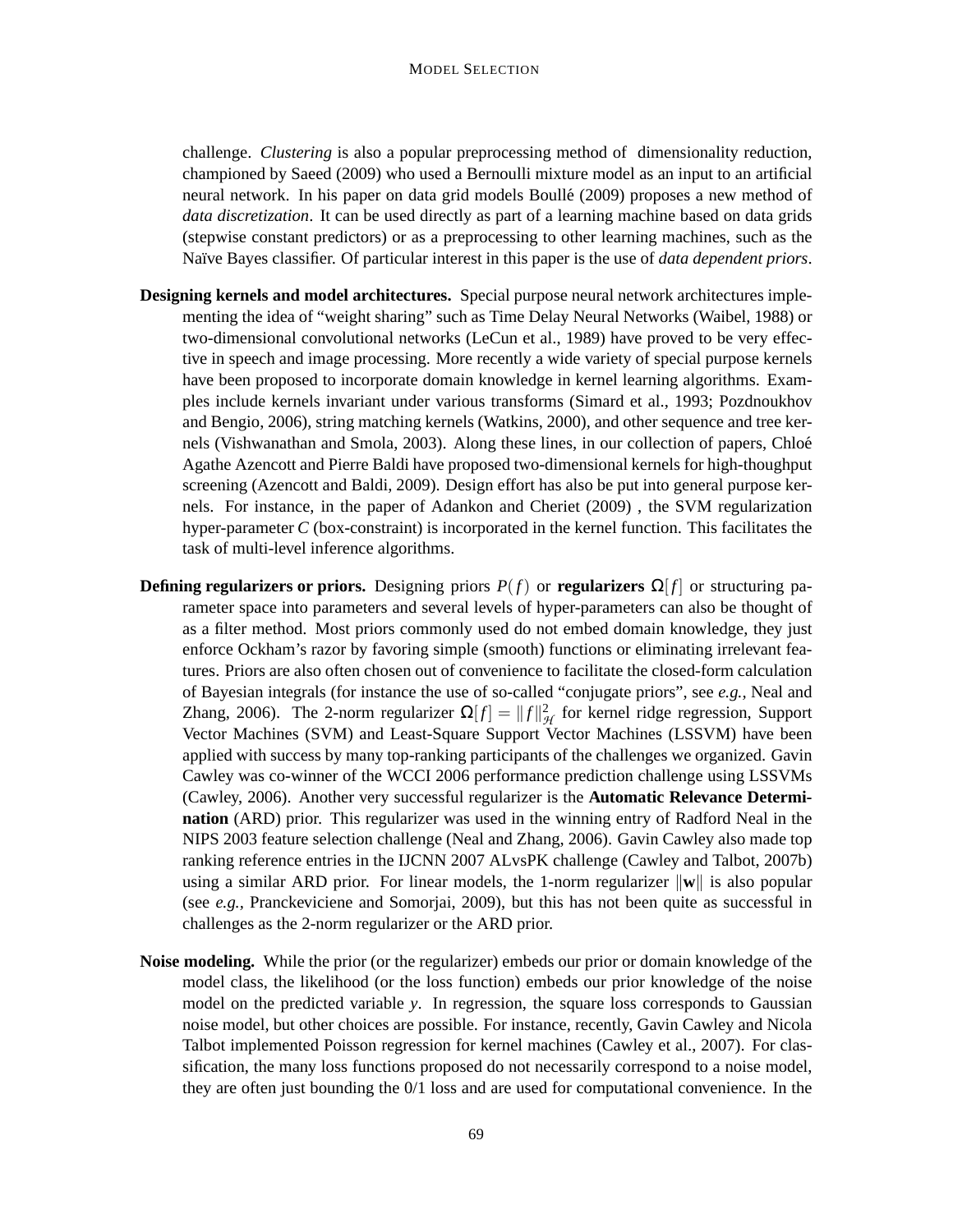challenge. *Clustering* is also a popular preprocessing method of dimensionality reduction, championed by Saeed (2009) who used a Bernoulli mixture model as an input to an artificial neural network. In his paper on data grid models Boullé (2009) proposes a new method of *data discretization*. It can be used directly as part of a learning machine based on data grids (stepwise constant predictors) or as a preprocessing to other learning machines, such as the Naïve Bayes classifier. Of particular interest in this paper is the use of *data dependent priors*.

**Designing kernels and model architectures.** Special purpose neural network architectures implementing the idea of "weight sharing" such as Time Delay Neural Networks (Waibel, 1988) or two-dimensional convolutional networks (LeCun et al., 1989) have proved to be very effective in speech and image processing. More recently a wide variety of special purpose kernels have been proposed to incorporate domain knowledge in kernel learning algorithms. Examples include kernels invariant under various transforms (Simard et al., 1993; Pozdnoukhov and Bengio, 2006), string matching kernels (Watkins, 2000), and other sequence and tree kernels (Vishwanathan and Smola, 2003). Along these lines, in our collection of papers, Chloé Agathe Azencott and Pierre Baldi have proposed two-dimensional kernels for high-thoughput screening (Azencott and Baldi, 2009). Design effort has also be put into general purpose kernels. For instance, in the paper of Adankon and Cheriet (2009) , the SVM regularization hyper-parameter $C$ (box-constraint) is incorporated in the kernel function. This facilitates the task of multi-level inference algorithms.

**Defining regularizers or priors.** Designing priors $P(f)$ or **regularizers** $\Omega[f]$ or structuring parameter space into parameters and several levels of hyper-parameters can also be thought of as a filter method. Most priors commonly used do not embed domain knowledge, they just enforce Ockham's razor by favoring simple (smooth) functions or eliminating irrelevant features. Priors are also often chosen out of convenience to facilitate the closed-form calculation of Bayesian integrals (for instance the use of so-called "conjugate priors", see *e.g.,* Neal and Zhang, 2006). The 2-norm regularizer $\Omega[f] = \|f\|^2_{\mathcal{H}}$ for kernel ridge regression, Support Vector Machines (SVM) and Least-Square Support Vector Machines (LSSVM) have been applied with success by many top-ranking participants of the challenges we organized. Gavin Cawley was co-winner of the WCCI 2006 performance prediction challenge using LSSVMs (Cawley, 2006). Another very successful regularizer is the **Automatic Relevance Determination** (ARD) prior. This regularizer was used in the winning entry of Radford Neal in the NIPS 2003 feature selection challenge (Neal and Zhang, 2006). Gavin Cawley also made top ranking reference entries in the IJCNN 2007 ALvsPK challenge (Cawley and Talbot, 2007b) using a similar ARD prior. For linear models, the 1-norm regularizer $\|\mathbf{w}\|$ is also popular (see *e.g.,* Pranckeviciene and Somorjai, 2009), but this has not been quite as successful in challenges as the 2-norm regularizer or the ARD prior.

**Noise modeling.** While the prior (or the regularizer) embeds our prior or domain knowledge of the model class, the likelihood (or the loss function) embeds our prior knowledge of the noise model on the predicted variable $y$. In regression, the square loss corresponds to Gaussian noise model, but other choices are possible. For instance, recently, Gavin Cawley and Nicola Talbot implemented Poisson regression for kernel machines (Cawley et al., 2007). For classification, the many loss functions proposed do not necessarily correspond to a noise model, they are often just bounding the 0/1 loss and are used for computational convenience. In the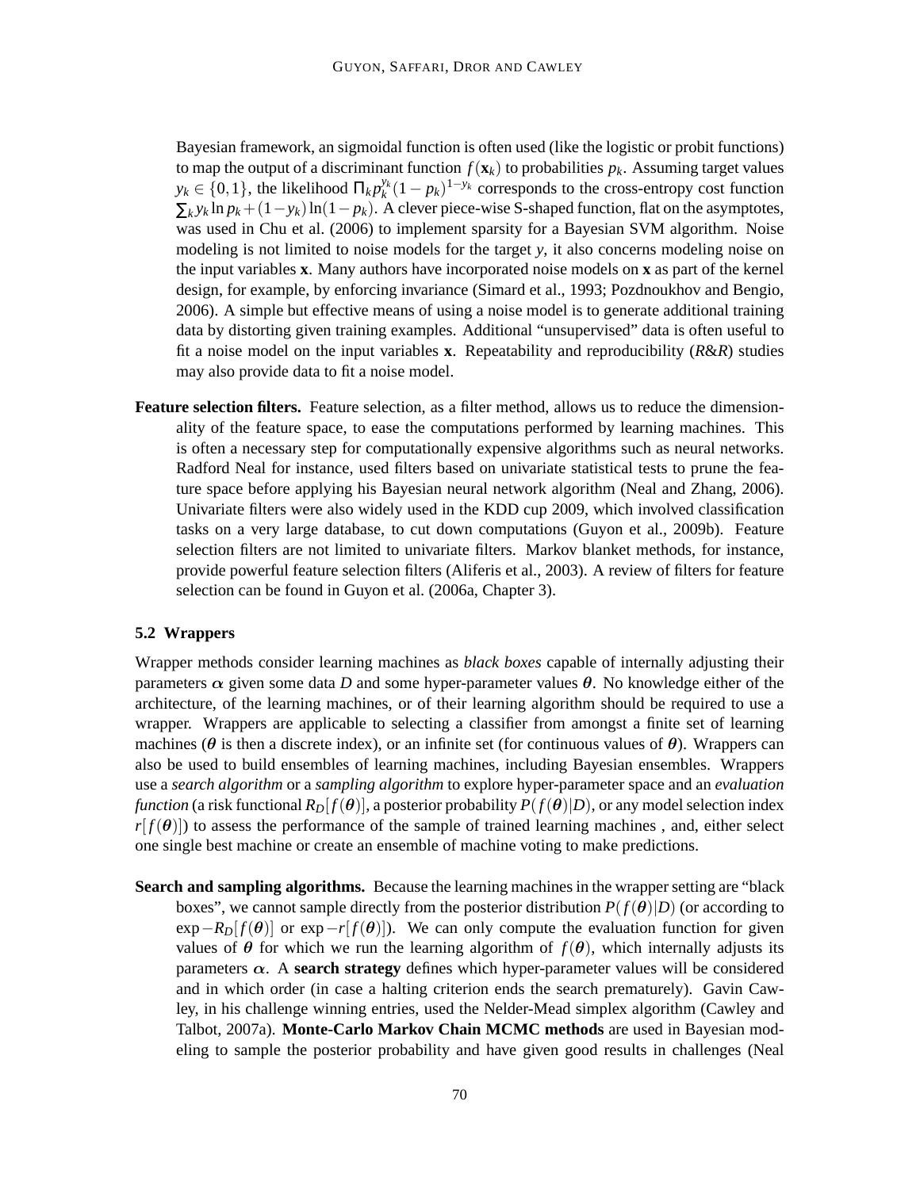Bayesian framework, an sigmoidal function is often used (like the logistic or probit functions) to map the output of a discriminant function $f(\mathbf{x}_k)$ to probabilities $p_k$. Assuming target values $y_k \in \{0,1\}$, the likelihood $\Pi_k p_k^{y_k}(1-p_k)^{1-y_k}$ corresponds to the cross-entropy cost function $\sum_k y_k \ln p_k + (1-y_k)\ln(1-p_k)$. A clever piece-wise S-shaped function, flat on the asymptotes, was used in Chu et al. (2006) to implement sparsity for a Bayesian SVM algorithm. Noise modeling is not limited to noise models for the target $y$, it also concerns modeling noise on the input variables $\mathbf{x}$. Many authors have incorporated noise models on $\mathbf{x}$ as part of the kernel design, for example, by enforcing invariance (Simard et al., 1993; Pozdnoukhov and Bengio, 2006). A simple but effective means of using a noise model is to generate additional training data by distorting given training examples. Additional "unsupervised" data is often useful to fit a noise model on the input variables $\mathbf{x}$. Repeatability and reproducibility (*R*&*R*) studies may also provide data to fit a noise model.

**Feature selection filters.** Feature selection, as a filter method, allows us to reduce the dimensionality of the feature space, to ease the computations performed by learning machines. This is often a necessary step for computationally expensive algorithms such as neural networks. Radford Neal for instance, used filters based on univariate statistical tests to prune the feature space before applying his Bayesian neural network algorithm (Neal and Zhang, 2006). Univariate filters were also widely used in the KDD cup 2009, which involved classification tasks on a very large database, to cut down computations (Guyon et al., 2009b). Feature selection filters are not limited to univariate filters. Markov blanket methods, for instance, provide powerful feature selection filters (Aliferis et al., 2003). A review of filters for feature selection can be found in Guyon et al. (2006a, Chapter 3).

### 5.2 Wrappers

Wrapper methods consider learning machines as *black boxes* capable of internally adjusting their parameters $\boldsymbol{\alpha}$ given some data $D$ and some hyper-parameter values $\boldsymbol{\theta}$. No knowledge either of the architecture, of the learning machines, or of their learning algorithm should be required to use a wrapper. Wrappers are applicable to selecting a classifier from amongst a finite set of learning machines ($\boldsymbol{\theta}$ is then a discrete index), or an infinite set (for continuous values of $\boldsymbol{\theta}$). Wrappers can also be used to build ensembles of learning machines, including Bayesian ensembles. Wrappers use a *search algorithm* or a *sampling algorithm* to explore hyper-parameter space and an *evaluation function* (a risk functional $R_D[f(\boldsymbol{\theta})]$, a posterior probability $P(f(\boldsymbol{\theta})|D)$, or any model selection index $r[f(\boldsymbol{\theta})]$) to assess the performance of the sample of trained learning machines , and, either select one single best machine or create an ensemble of machine voting to make predictions.

**Search and sampling algorithms.** Because the learning machines in the wrapper setting are "black boxes", we cannot sample directly from the posterior distribution $P(f(\boldsymbol{\theta})|D)$ (or according to $\exp -R_D[f(\boldsymbol{\theta})]$ or $\exp -r[f(\boldsymbol{\theta})]$). We can only compute the evaluation function for given values of $\boldsymbol{\theta}$ for which we run the learning algorithm of $f(\boldsymbol{\theta})$, which internally adjusts its parameters $\boldsymbol{\alpha}$. A **search strategy** defines which hyper-parameter values will be considered and in which order (in case a halting criterion ends the search prematurely). Gavin Cawley, in his challenge winning entries, used the Nelder-Mead simplex algorithm (Cawley and Talbot, 2007a). **Monte-Carlo Markov Chain MCMC methods** are used in Bayesian modeling to sample the posterior probability and have given good results in challenges (Neal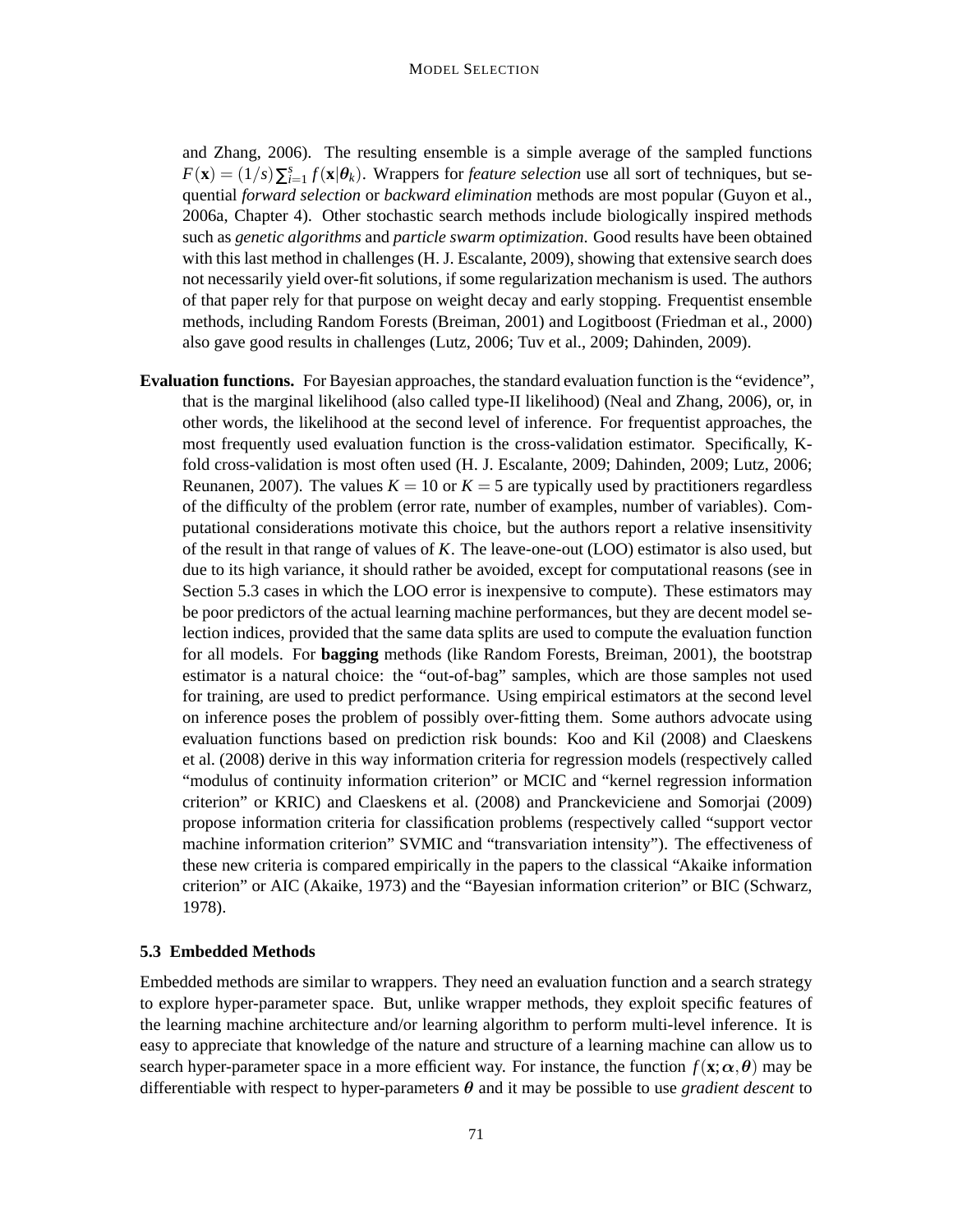and Zhang, 2006). The resulting ensemble is a simple average of the sampled functions $F(\mathbf{x}) = (1/s)\sum_{i=1}^{s} f(\mathbf{x}|\boldsymbol{\theta}_k)$. Wrappers for *feature selection* use all sort of techniques, but sequential *forward selection* or *backward elimination* methods are most popular (Guyon et al., 2006a, Chapter 4). Other stochastic search methods include biologically inspired methods such as *genetic algorithms* and *particle swarm optimization*. Good results have been obtained with this last method in challenges (H. J. Escalante, 2009), showing that extensive search does not necessarily yield over-fit solutions, if some regularization mechanism is used. The authors of that paper rely for that purpose on weight decay and early stopping. Frequentist ensemble methods, including Random Forests (Breiman, 2001) and Logitboost (Friedman et al., 2000) also gave good results in challenges (Lutz, 2006; Tuv et al., 2009; Dahinden, 2009).

**Evaluation functions.** For Bayesian approaches, the standard evaluation function is the "evidence", that is the marginal likelihood (also called type-II likelihood) (Neal and Zhang, 2006), or, in other words, the likelihood at the second level of inference. For frequentist approaches, the most frequently used evaluation function is the cross-validation estimator. Specifically, K-fold cross-validation is most often used (H. J. Escalante, 2009; Dahinden, 2009; Lutz, 2006; Reunanen, 2007). The values $K = 10$ or $K = 5$ are typically used by practitioners regardless of the difficulty of the problem (error rate, number of examples, number of variables). Computational considerations motivate this choice, but the authors report a relative insensitivity of the result in that range of values of $K$. The leave-one-out (LOO) estimator is also used, but due to its high variance, it should rather be avoided, except for computational reasons (see in Section 5.3 cases in which the LOO error is inexpensive to compute). These estimators may be poor predictors of the actual learning machine performances, but they are decent model selection indices, provided that the same data splits are used to compute the evaluation function for all models. For **bagging** methods (like Random Forests, Breiman, 2001), the bootstrap estimator is a natural choice: the "out-of-bag" samples, which are those samples not used for training, are used to predict performance. Using empirical estimators at the second level on inference poses the problem of possibly over-fitting them. Some authors advocate using evaluation functions based on prediction risk bounds: Koo and Kil (2008) and Claeskens et al. (2008) derive in this way information criteria for regression models (respectively called "modulus of continuity information criterion" or MCIC and "kernel regression information criterion" or KRIC) and Claeskens et al. (2008) and Pranckeviciene and Somorjai (2009) propose information criteria for classification problems (respectively called "support vector machine information criterion" SVMIC and "transvariation intensity"). The effectiveness of these new criteria is compared empirically in the papers to the classical "Akaike information criterion" or AIC (Akaike, 1973) and the "Bayesian information criterion" or BIC (Schwarz, 1978).

### 5.3 Embedded Methods

Embedded methods are similar to wrappers. They need an evaluation function and a search strategy to explore hyper-parameter space. But, unlike wrapper methods, they exploit specific features of the learning machine architecture and/or learning algorithm to perform multi-level inference. It is easy to appreciate that knowledge of the nature and structure of a learning machine can allow us to search hyper-parameter space in a more efficient way. For instance, the function $f(\mathbf{x}; \alpha, \boldsymbol{\theta})$ may be differentiable with respect to hyper-parameters $\boldsymbol{\theta}$ and it may be possible to use *gradient descent* to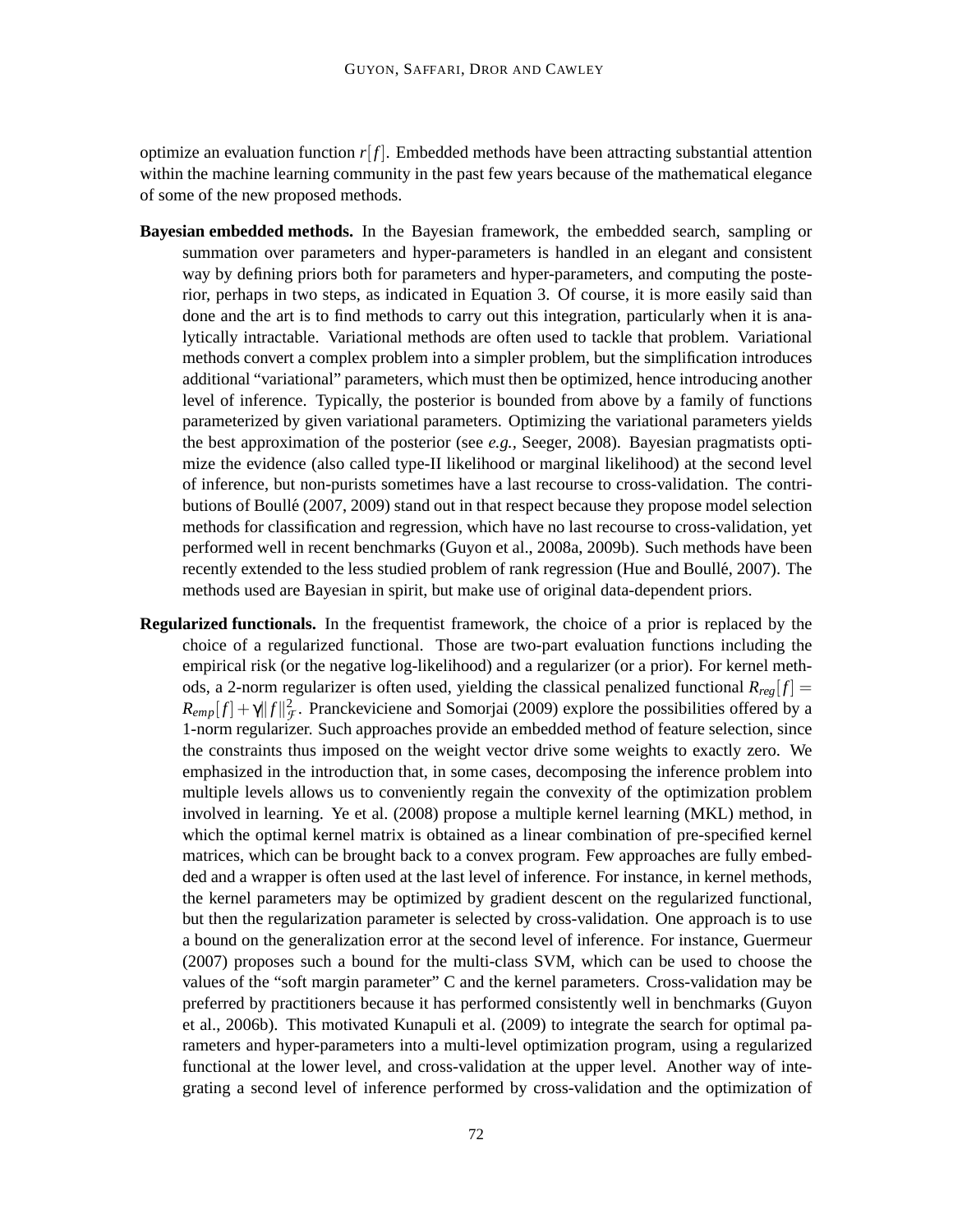optimize an evaluation function $r[f]$. Embedded methods have been attracting substantial attention within the machine learning community in the past few years because of the mathematical elegance of some of the new proposed methods.

**Bayesian embedded methods.** In the Bayesian framework, the embedded search, sampling or summation over parameters and hyper-parameters is handled in an elegant and consistent way by defining priors both for parameters and hyper-parameters, and computing the posterior, perhaps in two steps, as indicated in Equation 3. Of course, it is more easily said than done and the art is to find methods to carry out this integration, particularly when it is analytically intractable. Variational methods are often used to tackle that problem. Variational methods convert a complex problem into a simpler problem, but the simplification introduces additional "variational" parameters, which must then be optimized, hence introducing another level of inference. Typically, the posterior is bounded from above by a family of functions parameterized by given variational parameters. Optimizing the variational parameters yields the best approximation of the posterior (see *e.g.*, Seeger, 2008). Bayesian pragmatists optimize the evidence (also called type-II likelihood or marginal likelihood) at the second level of inference, but non-purists sometimes have a last recourse to cross-validation. The contributions of Boullé (2007, 2009) stand out in that respect because they propose model selection methods for classification and regression, which have no last recourse to cross-validation, yet performed well in recent benchmarks (Guyon et al., 2008a, 2009b). Such methods have been recently extended to the less studied problem of rank regression (Hue and Boullé, 2007). The methods used are Bayesian in spirit, but make use of original data-dependent priors.

**Regularized functionals.** In the frequentist framework, the choice of a prior is replaced by the choice of a regularized functional. Those are two-part evaluation functions including the empirical risk (or the negative log-likelihood) and a regularizer (or a prior). For kernel methods, a 2-norm regularizer is often used, yielding the classical penalized functional $R_{reg}[f] = R_{emp}[f] + \gamma \|f\|^2_{\mathcal{F}}$. Pranckeviciene and Somorjai (2009) explore the possibilities offered by a 1-norm regularizer. Such approaches provide an embedded method of feature selection, since the constraints thus imposed on the weight vector drive some weights to exactly zero. We emphasized in the introduction that, in some cases, decomposing the inference problem into multiple levels allows us to conveniently regain the convexity of the optimization problem involved in learning. Ye et al. (2008) propose a multiple kernel learning (MKL) method, in which the optimal kernel matrix is obtained as a linear combination of pre-specified kernel matrices, which can be brought back to a convex program. Few approaches are fully embedded and a wrapper is often used at the last level of inference. For instance, in kernel methods, the kernel parameters may be optimized by gradient descent on the regularized functional, but then the regularization parameter is selected by cross-validation. One approach is to use a bound on the generalization error at the second level of inference. For instance, Guermeur (2007) proposes such a bound for the multi-class SVM, which can be used to choose the values of the "soft margin parameter" C and the kernel parameters. Cross-validation may be preferred by practitioners because it has performed consistently well in benchmarks (Guyon et al., 2006b). This motivated Kunapuli et al. (2009) to integrate the search for optimal parameters and hyper-parameters into a multi-level optimization program, using a regularized functional at the lower level, and cross-validation at the upper level. Another way of integrating a second level of inference performed by cross-validation and the optimization of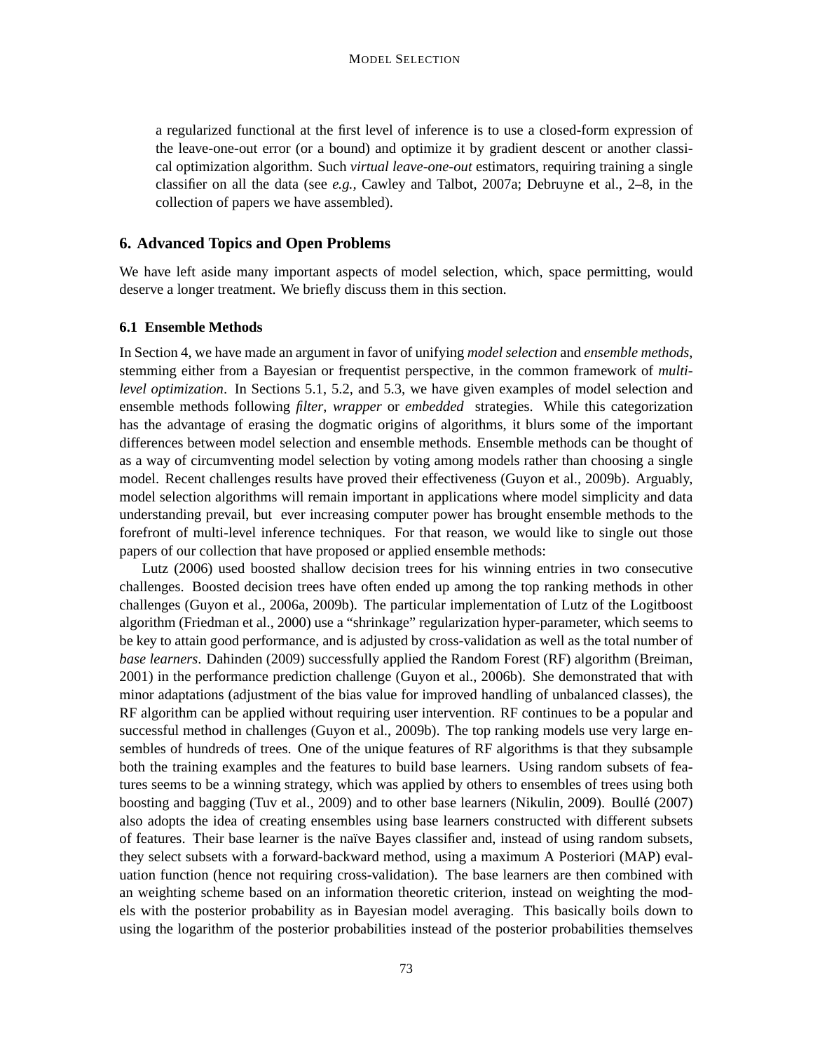a regularized functional at the first level of inference is to use a closed-form expression of the leave-one-out error (or a bound) and optimize it by gradient descent or another classical optimization algorithm. Such *virtual leave-one-out* estimators, requiring training a single classifier on all the data (see *e.g.,* Cawley and Talbot, 2007a; Debruyne et al., 2–8, in the collection of papers we have assembled).

## 6. Advanced Topics and Open Problems

We have left aside many important aspects of model selection, which, space permitting, would deserve a longer treatment. We briefly discuss them in this section.

### 6.1 Ensemble Methods

In Section 4, we have made an argument in favor of unifying *model selection* and *ensemble methods*, stemming either from a Bayesian or frequentist perspective, in the common framework of *multi-level optimization*. In Sections 5.1, 5.2, and 5.3, we have given examples of model selection and ensemble methods following *filter*, *wrapper* or *embedded* strategies. While this categorization has the advantage of erasing the dogmatic origins of algorithms, it blurs some of the important differences between model selection and ensemble methods. Ensemble methods can be thought of as a way of circumventing model selection by voting among models rather than choosing a single model. Recent challenges results have proved their effectiveness (Guyon et al., 2009b). Arguably, model selection algorithms will remain important in applications where model simplicity and data understanding prevail, but ever increasing computer power has brought ensemble methods to the forefront of multi-level inference techniques. For that reason, we would like to single out those papers of our collection that have proposed or applied ensemble methods:

Lutz (2006) used boosted shallow decision trees for his winning entries in two consecutive challenges. Boosted decision trees have often ended up among the top ranking methods in other challenges (Guyon et al., 2006a, 2009b). The particular implementation of Lutz of the Logitboost algorithm (Friedman et al., 2000) use a "shrinkage" regularization hyper-parameter, which seems to be key to attain good performance, and is adjusted by cross-validation as well as the total number of *base learners*. Dahinden (2009) successfully applied the Random Forest (RF) algorithm (Breiman, 2001) in the performance prediction challenge (Guyon et al., 2006b). She demonstrated that with minor adaptations (adjustment of the bias value for improved handling of unbalanced classes), the RF algorithm can be applied without requiring user intervention. RF continues to be a popular and successful method in challenges (Guyon et al., 2009b). The top ranking models use very large ensembles of hundreds of trees. One of the unique features of RF algorithms is that they subsample both the training examples and the features to build base learners. Using random subsets of features seems to be a winning strategy, which was applied by others to ensembles of trees using both boosting and bagging (Tuv et al., 2009) and to other base learners (Nikulin, 2009). Boullé (2007) also adopts the idea of creating ensembles using base learners constructed with different subsets of features. Their base learner is the naïve Bayes classifier and, instead of using random subsets, they select subsets with a forward-backward method, using a maximum A Posteriori (MAP) evaluation function (hence not requiring cross-validation). The base learners are then combined with an weighting scheme based on an information theoretic criterion, instead on weighting the models with the posterior probability as in Bayesian model averaging. This basically boils down to using the logarithm of the posterior probabilities instead of the posterior probabilities themselves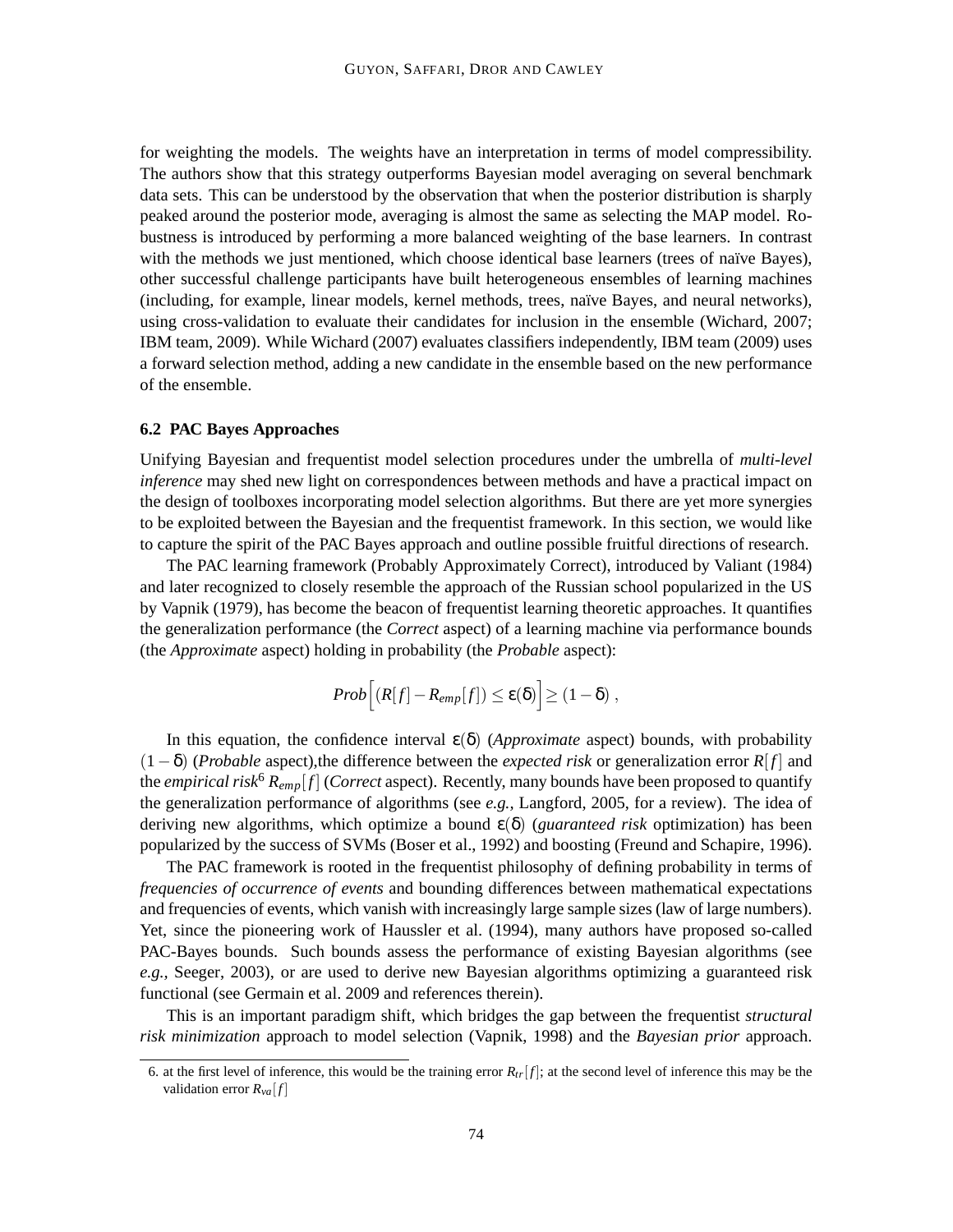for weighting the models. The weights have an interpretation in terms of model compressibility. The authors show that this strategy outperforms Bayesian model averaging on several benchmark data sets. This can be understood by the observation that when the posterior distribution is sharply peaked around the posterior mode, averaging is almost the same as selecting the MAP model. Robustness is introduced by performing a more balanced weighting of the base learners. In contrast with the methods we just mentioned, which choose identical base learners (trees of naïve Bayes), other successful challenge participants have built heterogeneous ensembles of learning machines (including, for example, linear models, kernel methods, trees, naïve Bayes, and neural networks), using cross-validation to evaluate their candidates for inclusion in the ensemble (Wichard, 2007; IBM team, 2009). While Wichard (2007) evaluates classifiers independently, IBM team (2009) uses a forward selection method, adding a new candidate in the ensemble based on the new performance of the ensemble.

### 6.2 PAC Bayes Approaches

Unifying Bayesian and frequentist model selection procedures under the umbrella of *multi-level inference* may shed new light on correspondences between methods and have a practical impact on the design of toolboxes incorporating model selection algorithms. But there are yet more synergies to be exploited between the Bayesian and the frequentist framework. In this section, we would like to capture the spirit of the PAC Bayes approach and outline possible fruitful directions of research.

The PAC learning framework (Probably Approximately Correct), introduced by Valiant (1984) and later recognized to closely resemble the approach of the Russian school popularized in the US by Vapnik (1979), has become the beacon of frequentist learning theoretic approaches. It quantifies the generalization performance (the *Correct* aspect) of a learning machine via performance bounds (the *Approximate* aspect) holding in probability (the *Probable* aspect):

$$Prob\Big[(R[f] - R_{emp}[f]) \leq \varepsilon(\delta)\Big] \geq (1-\delta)\ ,$$

In this equation, the confidence interval $\varepsilon(\delta)$ (*Approximate* aspect) bounds, with probability $(1-\delta)$ (*Probable* aspect),the difference between the *expected risk* or generalization error $R[f]$ and the *empirical risk*[6] $R_{emp}[f]$ (*Correct* aspect). Recently, many bounds have been proposed to quantify the generalization performance of algorithms (see *e.g.,* Langford, 2005, for a review). The idea of deriving new algorithms, which optimize a bound $\varepsilon(\delta)$ (*guaranteed risk* optimization) has been popularized by the success of SVMs (Boser et al., 1992) and boosting (Freund and Schapire, 1996).

The PAC framework is rooted in the frequentist philosophy of defining probability in terms of *frequencies of occurrence of events* and bounding differences between mathematical expectations and frequencies of events, which vanish with increasingly large sample sizes (law of large numbers). Yet, since the pioneering work of Haussler et al. (1994), many authors have proposed so-called PAC-Bayes bounds. Such bounds assess the performance of existing Bayesian algorithms (see *e.g.,* Seeger, 2003), or are used to derive new Bayesian algorithms optimizing a guaranteed risk functional (see Germain et al. 2009 and references therein).

This is an important paradigm shift, which bridges the gap between the frequentist *structural risk minimization* approach to model selection (Vapnik, 1998) and the *Bayesian prior* approach.

6. at the first level of inference, this would be the training error $R_{tr}[f]$; at the second level of inference this may be the validation error $R_{va}[f]$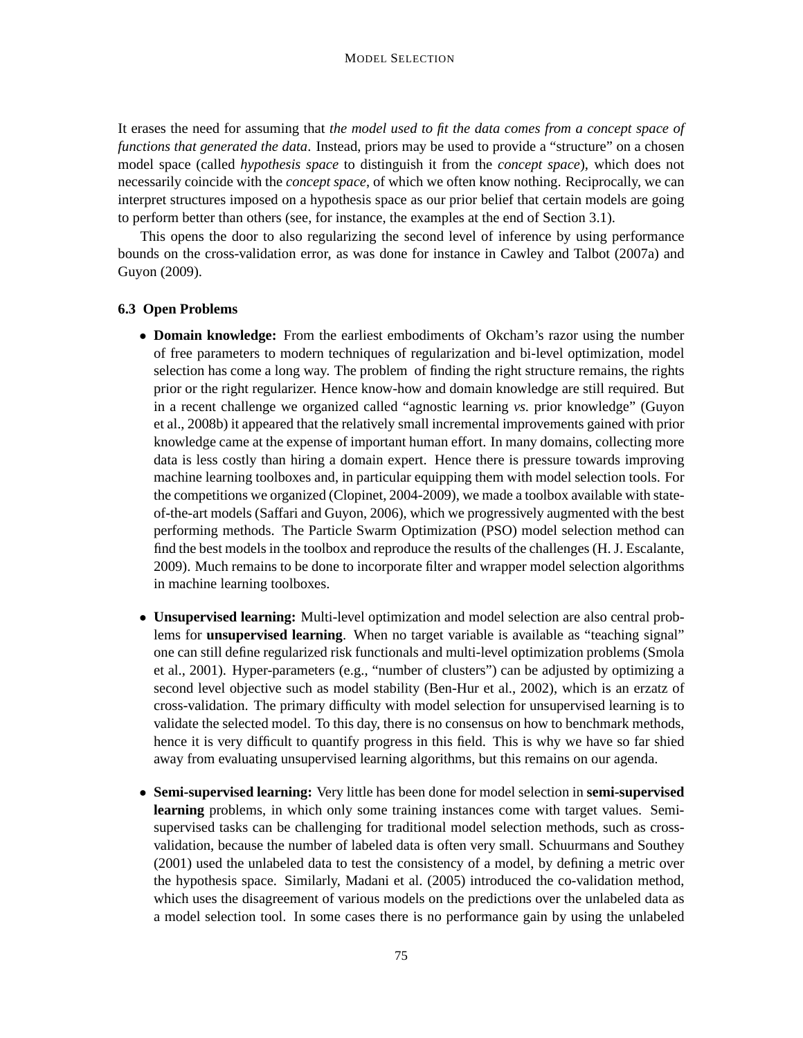It erases the need for assuming that *the model used to fit the data comes from a concept space of functions that generated the data*. Instead, priors may be used to provide a "structure" on a chosen model space (called *hypothesis space* to distinguish it from the *concept space*), which does not necessarily coincide with the *concept space*, of which we often know nothing. Reciprocally, we can interpret structures imposed on a hypothesis space as our prior belief that certain models are going to perform better than others (see, for instance, the examples at the end of Section 3.1).

This opens the door to also regularizing the second level of inference by using performance bounds on the cross-validation error, as was done for instance in Cawley and Talbot (2007a) and Guyon (2009).

### 6.3 Open Problems

- **Domain knowledge:** From the earliest embodiments of Okcham's razor using the number of free parameters to modern techniques of regularization and bi-level optimization, model selection has come a long way. The problem of finding the right structure remains, the rights prior or the right regularizer. Hence know-how and domain knowledge are still required. But in a recent challenge we organized called "agnostic learning *vs.* prior knowledge" (Guyon et al., 2008b) it appeared that the relatively small incremental improvements gained with prior knowledge came at the expense of important human effort. In many domains, collecting more data is less costly than hiring a domain expert. Hence there is pressure towards improving machine learning toolboxes and, in particular equipping them with model selection tools. For the competitions we organized (Clopinet, 2004-2009), we made a toolbox available with state-of-the-art models (Saffari and Guyon, 2006), which we progressively augmented with the best performing methods. The Particle Swarm Optimization (PSO) model selection method can find the best models in the toolbox and reproduce the results of the challenges (H. J. Escalante, 2009). Much remains to be done to incorporate filter and wrapper model selection algorithms in machine learning toolboxes.

- **Unsupervised learning:** Multi-level optimization and model selection are also central problems for **unsupervised learning**. When no target variable is available as "teaching signal" one can still define regularized risk functionals and multi-level optimization problems (Smola et al., 2001). Hyper-parameters (e.g., "number of clusters") can be adjusted by optimizing a second level objective such as model stability (Ben-Hur et al., 2002), which is an erzatz of cross-validation. The primary difficulty with model selection for unsupervised learning is to validate the selected model. To this day, there is no consensus on how to benchmark methods, hence it is very difficult to quantify progress in this field. This is why we have so far shied away from evaluating unsupervised learning algorithms, but this remains on our agenda.

- **Semi-supervised learning:** Very little has been done for model selection in **semi-supervised learning** problems, in which only some training instances come with target values. Semi-supervised tasks can be challenging for traditional model selection methods, such as cross-validation, because the number of labeled data is often very small. Schuurmans and Southey (2001) used the unlabeled data to test the consistency of a model, by defining a metric over the hypothesis space. Similarly, Madani et al. (2005) introduced the co-validation method, which uses the disagreement of various models on the predictions over the unlabeled data as a model selection tool. In some cases there is no performance gain by using the unlabeled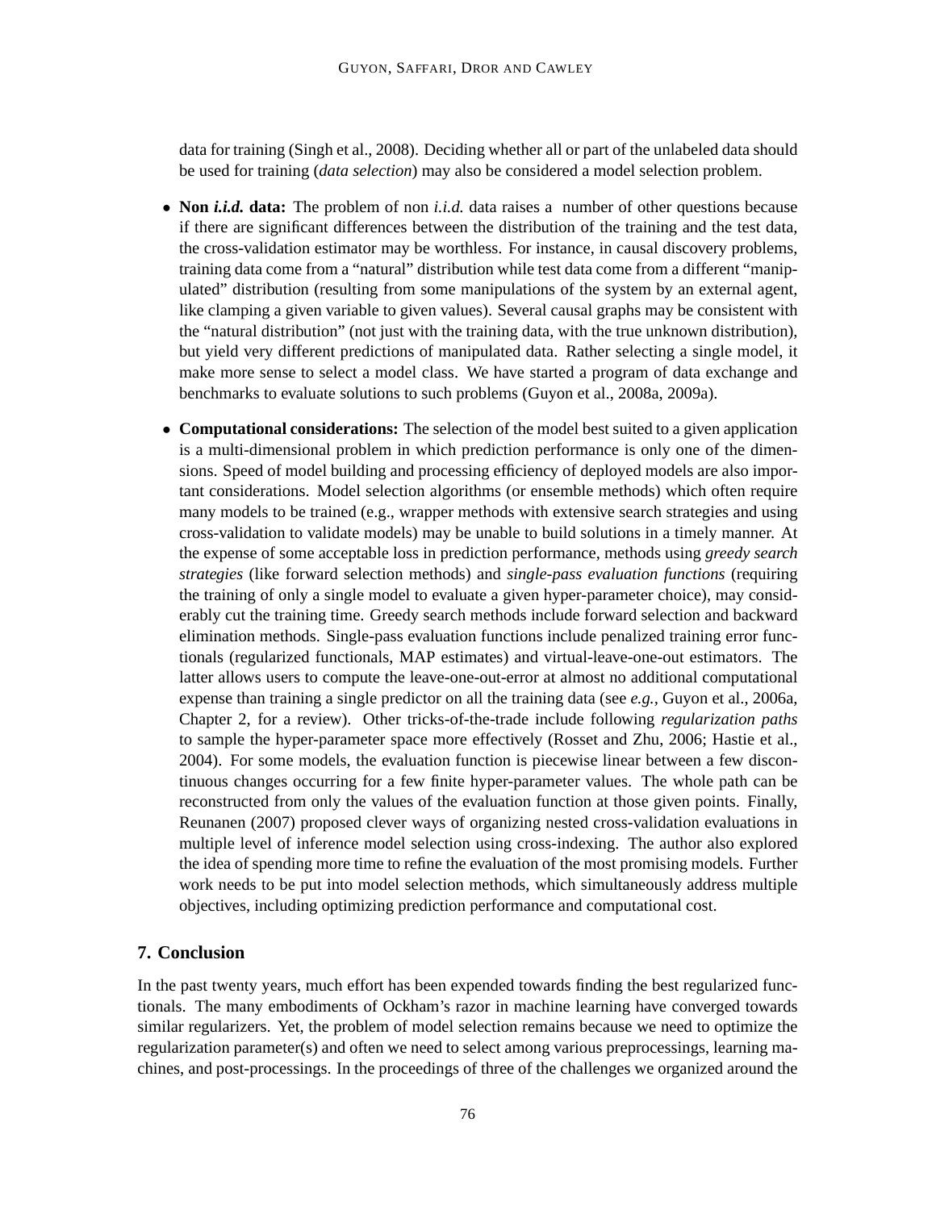data for training (Singh et al., 2008). Deciding whether all or part of the unlabeled data should be used for training (*data selection*) may also be considered a model selection problem.

- **Non *i.i.d.* data:** The problem of non *i.i.d.* data raises a number of other questions because if there are significant differences between the distribution of the training and the test data, the cross-validation estimator may be worthless. For instance, in causal discovery problems, training data come from a "natural" distribution while test data come from a different "manipulated" distribution (resulting from some manipulations of the system by an external agent, like clamping a given variable to given values). Several causal graphs may be consistent with the "natural distribution" (not just with the training data, with the true unknown distribution), but yield very different predictions of manipulated data. Rather selecting a single model, it make more sense to select a model class. We have started a program of data exchange and benchmarks to evaluate solutions to such problems (Guyon et al., 2008a, 2009a).

- **Computational considerations:** The selection of the model best suited to a given application is a multi-dimensional problem in which prediction performance is only one of the dimensions. Speed of model building and processing efficiency of deployed models are also important considerations. Model selection algorithms (or ensemble methods) which often require many models to be trained (e.g., wrapper methods with extensive search strategies and using cross-validation to validate models) may be unable to build solutions in a timely manner. At the expense of some acceptable loss in prediction performance, methods using *greedy search strategies* (like forward selection methods) and *single-pass evaluation functions* (requiring the training of only a single model to evaluate a given hyper-parameter choice), may considerably cut the training time. Greedy search methods include forward selection and backward elimination methods. Single-pass evaluation functions include penalized training error functionals (regularized functionals, MAP estimates) and virtual-leave-one-out estimators. The latter allows users to compute the leave-one-out-error at almost no additional computational expense than training a single predictor on all the training data (see *e.g.*, Guyon et al., 2006a, Chapter 2, for a review). Other tricks-of-the-trade include following *regularization paths* to sample the hyper-parameter space more effectively (Rosset and Zhu, 2006; Hastie et al., 2004). For some models, the evaluation function is piecewise linear between a few discontinuous changes occurring for a few finite hyper-parameter values. The whole path can be reconstructed from only the values of the evaluation function at those given points. Finally, Reunanen (2007) proposed clever ways of organizing nested cross-validation evaluations in multiple level of inference model selection using cross-indexing. The author also explored the idea of spending more time to refine the evaluation of the most promising models. Further work needs to be put into model selection methods, which simultaneously address multiple objectives, including optimizing prediction performance and computational cost.

## 7. Conclusion

In the past twenty years, much effort has been expended towards finding the best regularized functionals. The many embodiments of Ockham's razor in machine learning have converged towards similar regularizers. Yet, the problem of model selection remains because we need to optimize the regularization parameter(s) and often we need to select among various preprocessings, learning machines, and post-processings. In the proceedings of three of the challenges we organized around the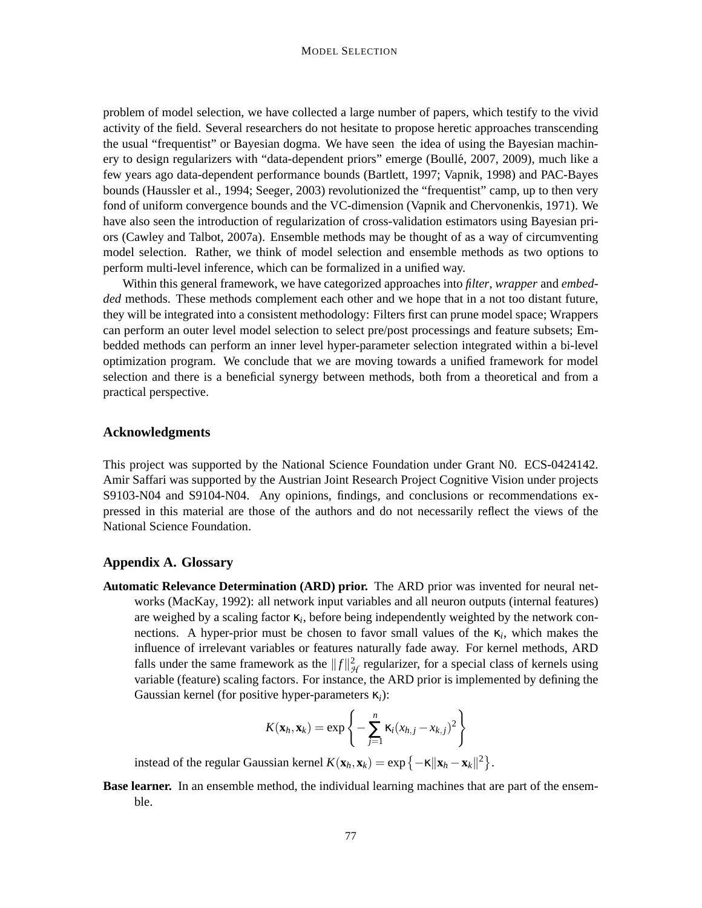problem of model selection, we have collected a large number of papers, which testify to the vivid activity of the field. Several researchers do not hesitate to propose heretic approaches transcending the usual "frequentist" or Bayesian dogma. We have seen the idea of using the Bayesian machinery to design regularizers with "data-dependent priors" emerge (Boullé, 2007, 2009), much like a few years ago data-dependent performance bounds (Bartlett, 1997; Vapnik, 1998) and PAC-Bayes bounds (Haussler et al., 1994; Seeger, 2003) revolutionized the "frequentist" camp, up to then very fond of uniform convergence bounds and the VC-dimension (Vapnik and Chervonenkis, 1971). We have also seen the introduction of regularization of cross-validation estimators using Bayesian priors (Cawley and Talbot, 2007a). Ensemble methods may be thought of as a way of circumventing model selection. Rather, we think of model selection and ensemble methods as two options to perform multi-level inference, which can be formalized in a unified way.

Within this general framework, we have categorized approaches into *filter*, *wrapper* and *embedded* methods. These methods complement each other and we hope that in a not too distant future, they will be integrated into a consistent methodology: Filters first can prune model space; Wrappers can perform an outer level model selection to select pre/post processings and feature subsets; Embedded methods can perform an inner level hyper-parameter selection integrated within a bi-level optimization program. We conclude that we are moving towards a unified framework for model selection and there is a beneficial synergy between methods, both from a theoretical and from a practical perspective.

## Acknowledgments

This project was supported by the National Science Foundation under Grant N0. ECS-0424142. Amir Saffari was supported by the Austrian Joint Research Project Cognitive Vision under projects S9103-N04 and S9104-N04. Any opinions, findings, and conclusions or recommendations expressed in this material are those of the authors and do not necessarily reflect the views of the National Science Foundation.

## Appendix A. Glossary

**Automatic Relevance Determination (ARD) prior.** The ARD prior was invented for neural networks (MacKay, 1992): all network input variables and all neuron outputs (internal features) are weighed by a scaling factor $\kappa_i$, before being independently weighted by the network connections. A hyper-prior must be chosen to favor small values of the $\kappa_i$, which makes the influence of irrelevant variables or features naturally fade away. For kernel methods, ARD falls under the same framework as the $\|f\|^2_{\mathcal{H}}$ regularizer, for a special class of kernels using variable (feature) scaling factors. For instance, the ARD prior is implemented by defining the Gaussian kernel (for positive hyper-parameters $\kappa_i$):

$$K(\mathbf{x}_h, \mathbf{x}_k) = \exp\left\{-\sum_{j=1}^{n} \kappa_i (x_{h,j} - x_{k,j})^2\right\}$$

instead of the regular Gaussian kernel $K(\mathbf{x}_h, \mathbf{x}_k) = \exp\left\{-\kappa \|\mathbf{x}_h - \mathbf{x}_k\|^2\right\}$.

**Base learner.** In an ensemble method, the individual learning machines that are part of the ensemble.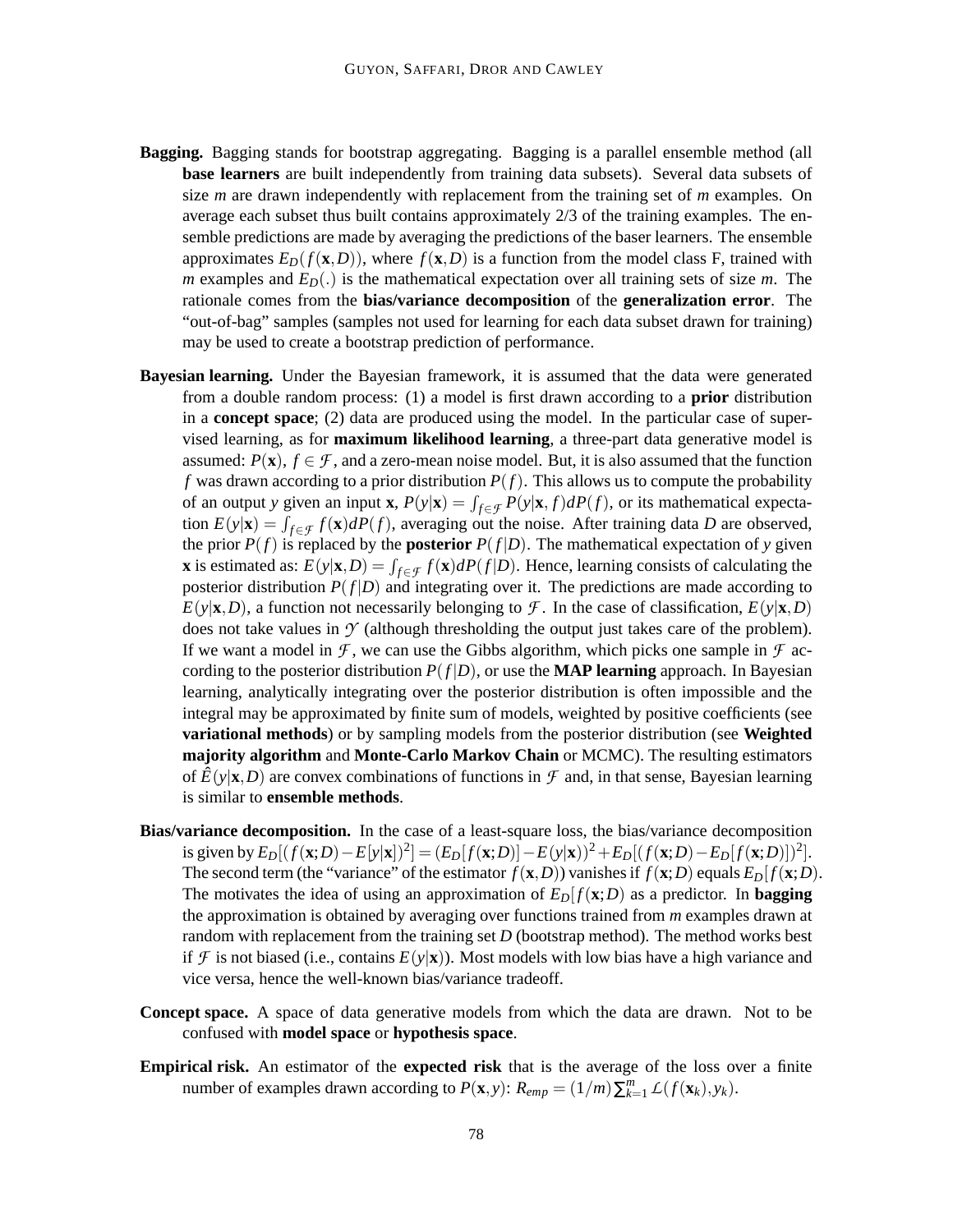**Bagging.** Bagging stands for bootstrap aggregating. Bagging is a parallel ensemble method (all **base learners** are built independently from training data subsets). Several data subsets of size $m$ are drawn independently with replacement from the training set of $m$ examples. On average each subset thus built contains approximately 2/3 of the training examples. The ensemble predictions are made by averaging the predictions of the baser learners. The ensemble approximates $E_D(f(\mathbf{x},D))$, where $f(\mathbf{x},D)$ is a function from the model class F, trained with $m$ examples and $E_D(.)$ is the mathematical expectation over all training sets of size $m$. The rationale comes from the **bias/variance decomposition** of the **generalization error**. The "out-of-bag" samples (samples not used for learning for each data subset drawn for training) may be used to create a bootstrap prediction of performance.

**Bayesian learning.** Under the Bayesian framework, it is assumed that the data were generated from a double random process: (1) a model is first drawn according to a **prior** distribution in a **concept space**; (2) data are produced using the model. In the particular case of supervised learning, as for **maximum likelihood learning**, a three-part data generative model is assumed: $P(\mathbf{x})$, $f \in \mathcal{F}$, and a zero-mean noise model. But, it is also assumed that the function $f$ was drawn according to a prior distribution $P(f)$. This allows us to compute the probability of an output $y$ given an input $\mathbf{x}$, $P(y|\mathbf{x}) = \int_{f\in\mathcal{F}} P(y|\mathbf{x}, f)dP(f)$, or its mathematical expectation $E(y|\mathbf{x}) = \int_{f\in\mathcal{F}} f(\mathbf{x})dP(f)$, averaging out the noise. After training data $D$ are observed, the prior $P(f)$ is replaced by the **posterior** $P(f|D)$. The mathematical expectation of $y$ given $\mathbf{x}$ is estimated as: $E(y|\mathbf{x},D) = \int_{f\in\mathcal{F}} f(\mathbf{x})dP(f|D)$. Hence, learning consists of calculating the posterior distribution $P(f|D)$ and integrating over it. The predictions are made according to $E(y|\mathbf{x},D)$, a function not necessarily belonging to $\mathcal{F}$. In the case of classification, $E(y|\mathbf{x},D)$ does not take values in $\mathcal{Y}$ (although thresholding the output just takes care of the problem). If we want a model in $\mathcal{F}$, we can use the Gibbs algorithm, which picks one sample in $\mathcal{F}$ according to the posterior distribution $P(f|D)$, or use the **MAP learning** approach. In Bayesian learning, analytically integrating over the posterior distribution is often impossible and the integral may be approximated by finite sum of models, weighted by positive coefficients (see **variational methods**) or by sampling models from the posterior distribution (see **Weighted majority algorithm** and **Monte-Carlo Markov Chain** or MCMC). The resulting estimators of $\hat{E}(y|\mathbf{x},D)$ are convex combinations of functions in $\mathcal{F}$ and, in that sense, Bayesian learning is similar to **ensemble methods**.

**Bias/variance decomposition.** In the case of a least-square loss, the bias/variance decomposition is given by $E_D[(f(\mathbf{x};D) - E[y|\mathbf{x}])^2] = (E_D[f(\mathbf{x};D)] - E(y|\mathbf{x}))^2 + E_D[(f(\mathbf{x};D) - E_D[f(\mathbf{x};D)])^2]$. The second term (the "variance" of the estimator $f(\mathbf{x},D)$) vanishes if $f(\mathbf{x};D)$ equals $E_D[f(\mathbf{x};D)$. The motivates the idea of using an approximation of $E_D[f(\mathbf{x};D)$ as a predictor. In **bagging** the approximation is obtained by averaging over functions trained from $m$ examples drawn at random with replacement from the training set $D$ (bootstrap method). The method works best if $\mathcal{F}$ is not biased (i.e., contains $E(y|\mathbf{x})$). Most models with low bias have a high variance and vice versa, hence the well-known bias/variance tradeoff.

**Concept space.** A space of data generative models from which the data are drawn. Not to be confused with **model space** or **hypothesis space**.

**Empirical risk.** An estimator of the **expected risk** that is the average of the loss over a finite number of examples drawn according to $P(\mathbf{x},y)$: $R_{emp} = (1/m)\sum_{k=1}^{m} \mathcal{L}(f(\mathbf{x}_k), y_k)$.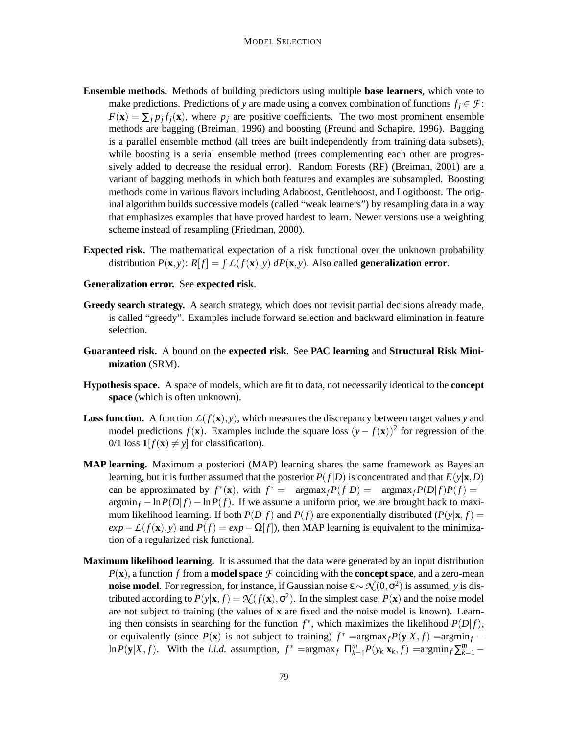**Ensemble methods.** Methods of building predictors using multiple **base learners**, which vote to make predictions. Predictions of $y$ are made using a convex combination of functions $f_j \in \mathcal{F}$: $F(\mathbf{x}) = \sum_j p_j f_j(\mathbf{x})$, where $p_j$ are positive coefficients. The two most prominent ensemble methods are bagging (Breiman, 1996) and boosting (Freund and Schapire, 1996). Bagging is a parallel ensemble method (all trees are built independently from training data subsets), while boosting is a serial ensemble method (trees complementing each other are progressively added to decrease the residual error). Random Forests (RF) (Breiman, 2001) are a variant of bagging methods in which both features and examples are subsampled. Boosting methods come in various flavors including Adaboost, Gentleboost, and Logitboost. The original algorithm builds successive models (called "weak learners") by resampling data in a way that emphasizes examples that have proved hardest to learn. Newer versions use a weighting scheme instead of resampling (Friedman, 2000).

**Expected risk.** The mathematical expectation of a risk functional over the unknown probability distribution $P(\mathbf{x}, y)$: $R[f] = \int \mathcal{L}(f(\mathbf{x}), y)\, dP(\mathbf{x}, y)$. Also called **generalization error**.

**Generalization error.** See **expected risk**.

**Greedy search strategy.** A search strategy, which does not revisit partial decisions already made, is called "greedy". Examples include forward selection and backward elimination in feature selection.

**Guaranteed risk.** A bound on the **expected risk**. See **PAC learning** and **Structural Risk Minimization** (SRM).

**Hypothesis space.** A space of models, which are fit to data, not necessarily identical to the **concept space** (which is often unknown).

**Loss function.** A function $\mathcal{L}(f(\mathbf{x}), y)$, which measures the discrepancy between target values $y$ and model predictions $f(\mathbf{x})$. Examples include the square loss $(y - f(\mathbf{x}))^2$ for regression of the 0/1 loss $\mathbf{1}[f(\mathbf{x}) \neq y]$ for classification).

**MAP learning.** Maximum a posteriori (MAP) learning shares the same framework as Bayesian learning, but it is further assumed that the posterior $P(f|D)$ is concentrated and that $E(y|\mathbf{x}, D)$ can be approximated by $f^*(\mathbf{x})$, with $f^* = \ \text{argmax}_f P(f|D) = \ \text{argmax}_f P(D|f)P(f) = \text{argmin}_f - \ln P(D|f) - \ln P(f)$. If we assume a uniform prior, we are brought back to maximum likelihood learning. If both $P(D|f)$ and $P(f)$ are exponentially distributed ($P(y|\mathbf{x}, f) = exp - \mathcal{L}(f(\mathbf{x}), y)$ and $P(f) = exp - \Omega[f]$), then MAP learning is equivalent to the minimization of a regularized risk functional.

**Maximum likelihood learning.** It is assumed that the data were generated by an input distribution $P(\mathbf{x})$, a function $f$ from a **model space** $\mathcal{F}$ coinciding with the **concept space**, and a zero-mean **noise model**. For regression, for instance, if Gaussian noise $\varepsilon \sim \mathcal{N}(0, \sigma^2)$ is assumed, $y$ is distributed according to $P(y|\mathbf{x}, f) = \mathcal{N}(f(\mathbf{x}), \sigma^2)$. In the simplest case, $P(\mathbf{x})$ and the noise model are not subject to training (the values of $\mathbf{x}$ are fixed and the noise model is known). Learning then consists in searching for the function $f^*$, which maximizes the likelihood $P(D|f)$, or equivalently (since $P(\mathbf{x})$ is not subject to training) $f^* = \text{argmax}_f P(\mathbf{y}|X, f) = \text{argmin}_f - \ln P(\mathbf{y}|X, f)$. With the *i.i.d.* assumption, $f^* = \text{argmax}_f \ \prod_{k=1}^m P(y_k|\mathbf{x}_k, f) = \text{argmin}_f \sum_{k=1}^m -$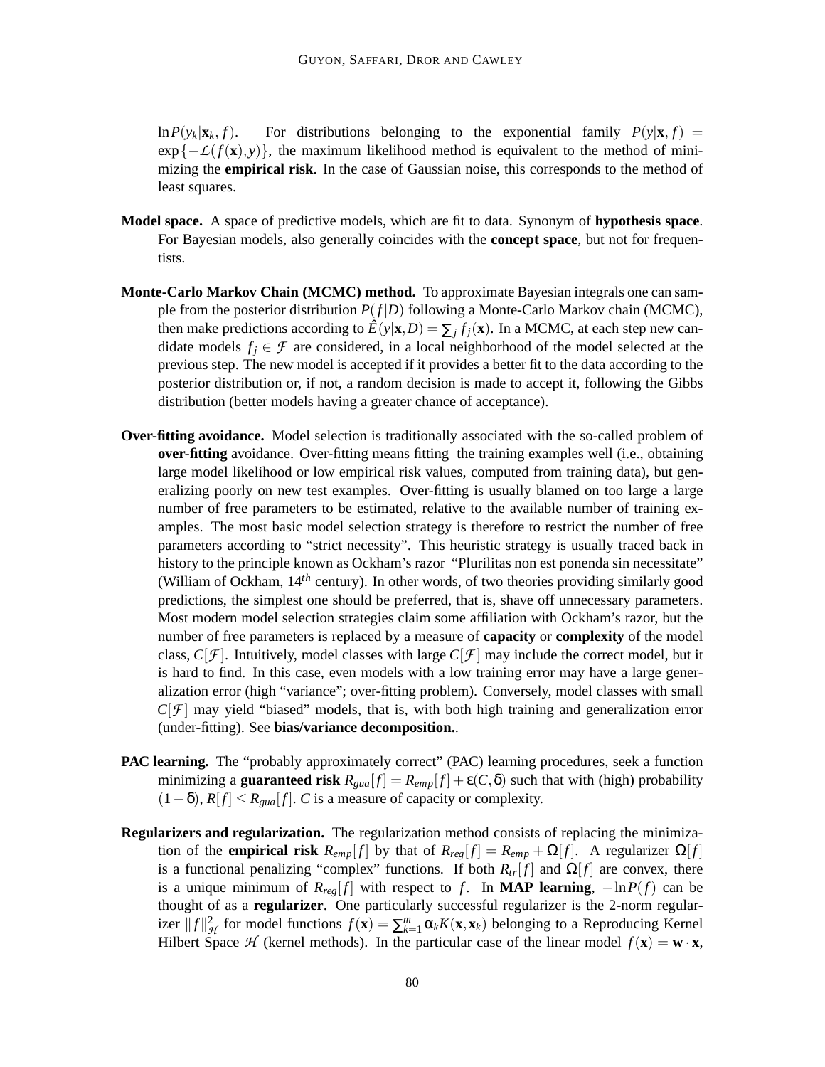$\ln P(y_k|\mathbf{x}_k, f)$. For distributions belonging to the exponential family $P(y|\mathbf{x}, f) = \exp\{-\mathcal{L}(f(\mathbf{x}), y)\}$, the maximum likelihood method is equivalent to the method of minimizing the **empirical risk**. In the case of Gaussian noise, this corresponds to the method of least squares.

**Model space.** A space of predictive models, which are fit to data. Synonym of **hypothesis space**. For Bayesian models, also generally coincides with the **concept space**, but not for frequentists.

**Monte-Carlo Markov Chain (MCMC) method.** To approximate Bayesian integrals one can sample from the posterior distribution $P(f|D)$ following a Monte-Carlo Markov chain (MCMC), then make predictions according to $\hat{E}(y|\mathbf{x}, D) = \sum_j f_j(\mathbf{x})$. In a MCMC, at each step new candidate models $f_j \in \mathcal{F}$ are considered, in a local neighborhood of the model selected at the previous step. The new model is accepted if it provides a better fit to the data according to the posterior distribution or, if not, a random decision is made to accept it, following the Gibbs distribution (better models having a greater chance of acceptance).

**Over-fitting avoidance.** Model selection is traditionally associated with the so-called problem of **over-fitting** avoidance. Over-fitting means fitting the training examples well (i.e., obtaining large model likelihood or low empirical risk values, computed from training data), but generalizing poorly on new test examples. Over-fitting is usually blamed on too large a large number of free parameters to be estimated, relative to the available number of training examples. The most basic model selection strategy is therefore to restrict the number of free parameters according to "strict necessity". This heuristic strategy is usually traced back in history to the principle known as Ockham's razor "Plurilitas non est ponenda sin necessitate" (William of Ockham, 14$^{th}$ century). In other words, of two theories providing similarly good predictions, the simplest one should be preferred, that is, shave off unnecessary parameters. Most modern model selection strategies claim some affiliation with Ockham's razor, but the number of free parameters is replaced by a measure of **capacity** or **complexity** of the model class, $C[\mathcal{F}]$. Intuitively, model classes with large $C[\mathcal{F}]$ may include the correct model, but it is hard to find. In this case, even models with a low training error may have a large generalization error (high "variance"; over-fitting problem). Conversely, model classes with small $C[\mathcal{F}]$ may yield "biased" models, that is, with both high training and generalization error (under-fitting). See **bias/variance decomposition.**.

**PAC learning.** The "probably approximately correct" (PAC) learning procedures, seek a function minimizing a **guaranteed risk** $R_{gua}[f] = R_{emp}[f] + \varepsilon(C, \delta)$ such that with (high) probability $(1-\delta)$, $R[f] \leq R_{gua}[f]$. $C$ is a measure of capacity or complexity.

**Regularizers and regularization.** The regularization method consists of replacing the minimization of the **empirical risk** $R_{emp}[f]$ by that of $R_{reg}[f] = R_{emp} + \Omega[f]$. A regularizer $\Omega[f]$ is a functional penalizing "complex" functions. If both $R_{tr}[f]$ and $\Omega[f]$ are convex, there is a unique minimum of $R_{reg}[f]$ with respect to $f$. In **MAP learning**, $-\ln P(f)$ can be thought of as a **regularizer**. One particularly successful regularizer is the 2-norm regularizer $\|f\|^2_{\mathcal{H}}$ for model functions $f(\mathbf{x}) = \sum_{k=1}^{m} \alpha_k K(\mathbf{x}, \mathbf{x}_k)$ belonging to a Reproducing Kernel Hilbert Space $\mathcal{H}$ (kernel methods). In the particular case of the linear model $f(\mathbf{x}) = \mathbf{w} \cdot \mathbf{x}$,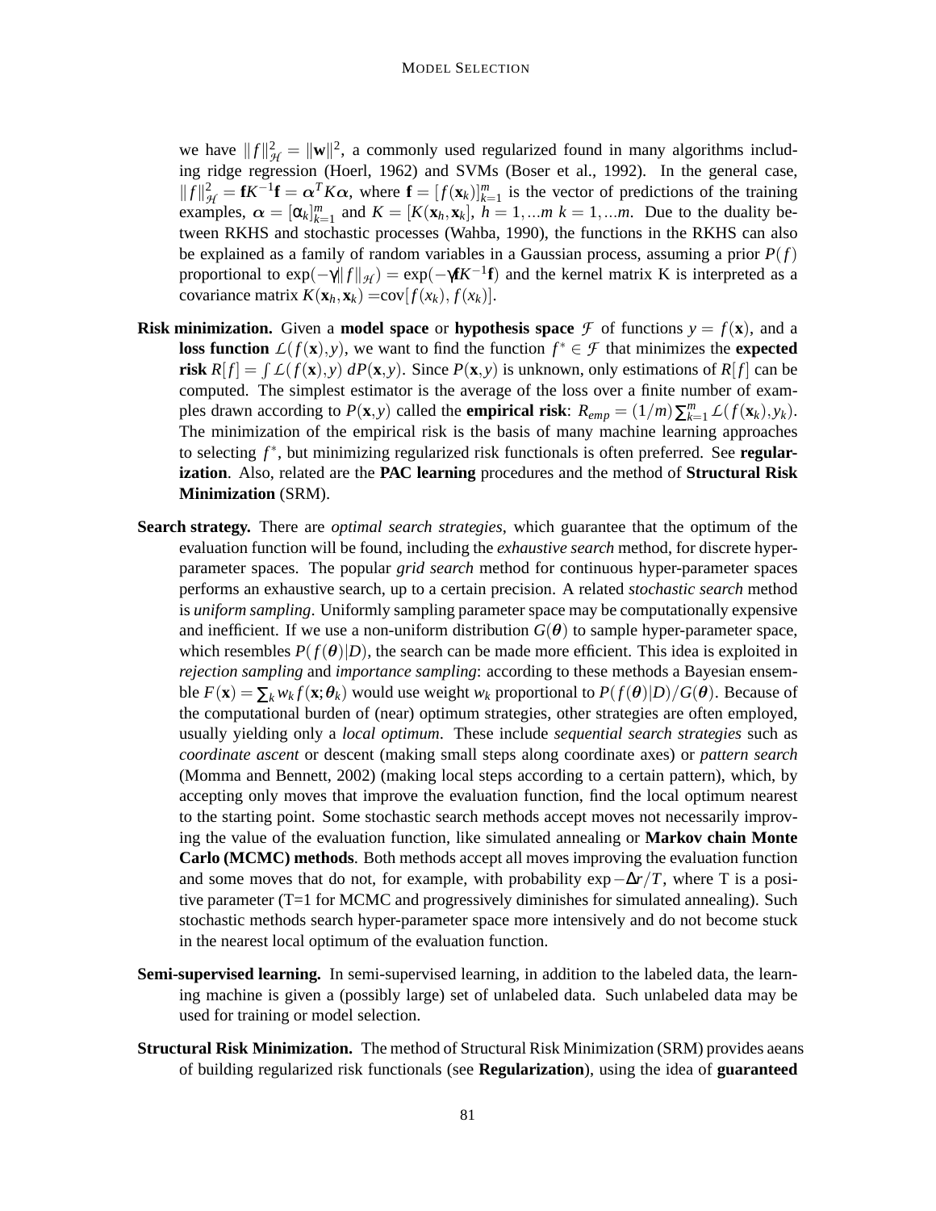we have $\|f\|^2_{\mathcal{H}} = \|\mathbf{w}\|^2$, a commonly used regularized found in many algorithms including ridge regression (Hoerl, 1962) and SVMs (Boser et al., 1992). In the general case, $\|f\|^2_{\mathcal{H}} = \mathbf{f}K^{-1}\mathbf{f} = \boldsymbol{\alpha}^T K \boldsymbol{\alpha}$, where $\mathbf{f} = [f(\mathbf{x}_k)]_{k=1}^m$ is the vector of predictions of the training examples, $\boldsymbol{\alpha} = [\alpha_k]_{k=1}^m$ and $K = [K(\mathbf{x}_h, \mathbf{x}_k]$, $h = 1, ...m$ $k = 1, ...m$. Due to the duality between RKHS and stochastic processes (Wahba, 1990), the functions in the RKHS can also be explained as a family of random variables in a Gaussian process, assuming a prior $P(f)$ proportional to $\exp(-\gamma\|f\|_{\mathcal{H}}) = \exp(-\gamma\mathbf{f}K^{-1}\mathbf{f})$ and the kernel matrix K is interpreted as a covariance matrix $K(\mathbf{x}_h, \mathbf{x}_k) = \text{cov}[f(x_k), f(x_k)]$.

**Risk minimization.** Given a **model space** or **hypothesis space** $\mathcal{F}$ of functions $y = f(\mathbf{x})$, and a **loss function** $\mathcal{L}(f(\mathbf{x}), y)$, we want to find the function $f^* \in \mathcal{F}$ that minimizes the **expected risk** $R[f] = \int \mathcal{L}(f(\mathbf{x}), y)\, dP(\mathbf{x}, y)$. Since $P(\mathbf{x}, y)$ is unknown, only estimations of $R[f]$ can be computed. The simplest estimator is the average of the loss over a finite number of examples drawn according to $P(\mathbf{x}, y)$ called the **empirical risk**: $R_{emp} = (1/m)\sum_{k=1}^m \mathcal{L}(f(\mathbf{x}_k), y_k)$. The minimization of the empirical risk is the basis of many machine learning approaches to selecting $f^*$, but minimizing regularized risk functionals is often preferred. See **regularization**. Also, related are the **PAC learning** procedures and the method of **Structural Risk Minimization** (SRM).

**Search strategy.** There are *optimal search strategies*, which guarantee that the optimum of the evaluation function will be found, including the *exhaustive search* method, for discrete hyper-parameter spaces. The popular *grid search* method for continuous hyper-parameter spaces performs an exhaustive search, up to a certain precision. A related *stochastic search* method is *uniform sampling*. Uniformly sampling parameter space may be computationally expensive and inefficient. If we use a non-uniform distribution $G(\boldsymbol{\theta})$ to sample hyper-parameter space, which resembles $P(f(\boldsymbol{\theta})|D)$, the search can be made more efficient. This idea is exploited in *rejection sampling* and *importance sampling*: according to these methods a Bayesian ensemble $F(\mathbf{x}) = \sum_k w_k f(\mathbf{x}; \boldsymbol{\theta}_k)$ would use weight $w_k$ proportional to $P(f(\boldsymbol{\theta})|D)/G(\boldsymbol{\theta})$. Because of the computational burden of (near) optimum strategies, other strategies are often employed, usually yielding only a *local optimum*. These include *sequential search strategies* such as *coordinate ascent* or descent (making small steps along coordinate axes) or *pattern search* (Momma and Bennett, 2002) (making local steps according to a certain pattern), which, by accepting only moves that improve the evaluation function, find the local optimum nearest to the starting point. Some stochastic search methods accept moves not necessarily improving the value of the evaluation function, like simulated annealing or **Markov chain Monte Carlo (MCMC) methods**. Both methods accept all moves improving the evaluation function and some moves that do not, for example, with probability $\exp -\Delta r/T$, where T is a positive parameter (T=1 for MCMC and progressively diminishes for simulated annealing). Such stochastic methods search hyper-parameter space more intensively and do not become stuck in the nearest local optimum of the evaluation function.

**Semi-supervised learning.** In semi-supervised learning, in addition to the labeled data, the learning machine is given a (possibly large) set of unlabeled data. Such unlabeled data may be used for training or model selection.

**Structural Risk Minimization.** The method of Structural Risk Minimization (SRM) provides aeans of building regularized risk functionals (see **Regularization**), using the idea of **guaranteed**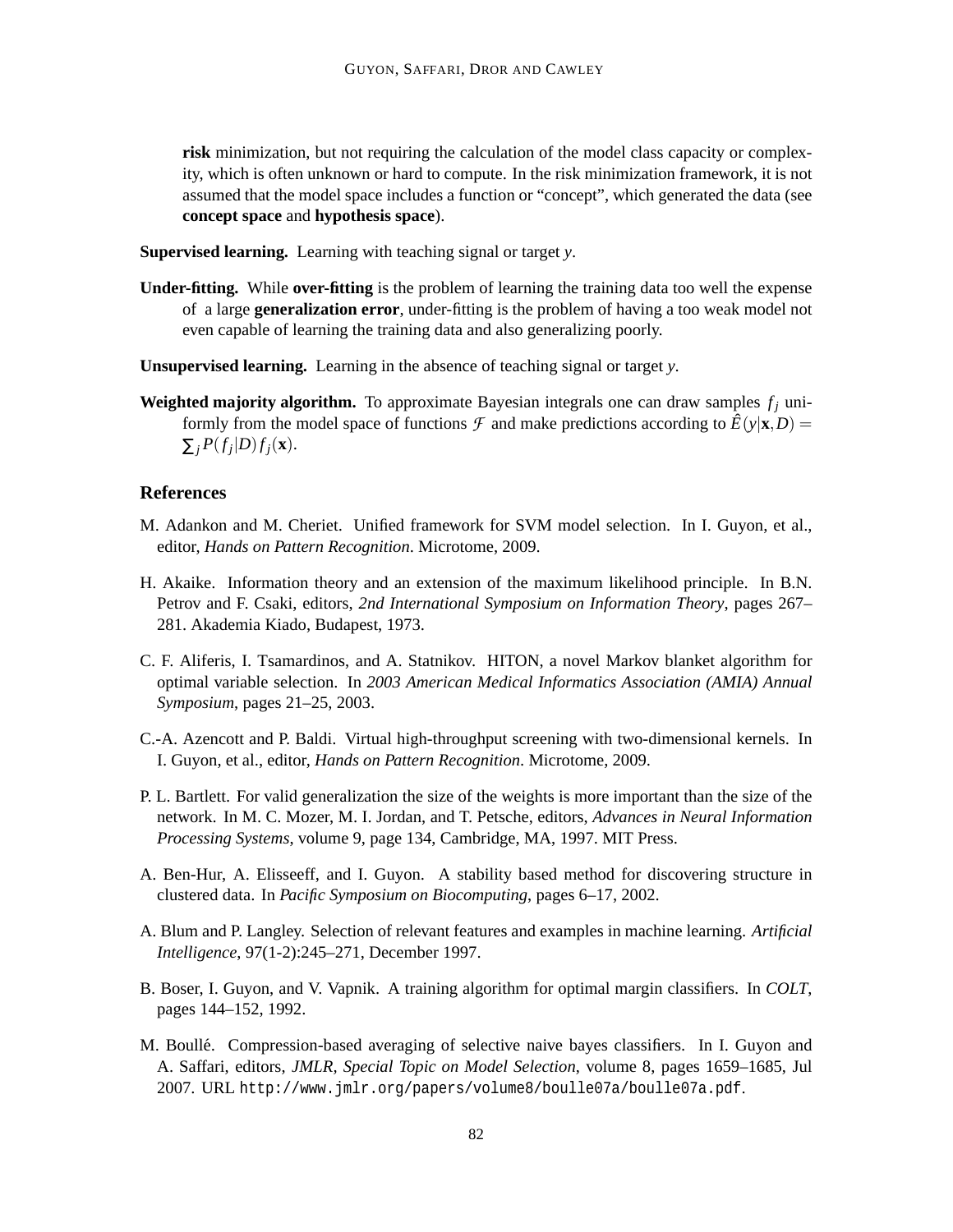**risk** minimization, but not requiring the calculation of the model class capacity or complexity, which is often unknown or hard to compute. In the risk minimization framework, it is not assumed that the model space includes a function or "concept", which generated the data (see **concept space** and **hypothesis space**).

**Supervised learning.** Learning with teaching signal or target $y$.

**Under-fitting.** While **over-fitting** is the problem of learning the training data too well the expense of a large **generalization error**, under-fitting is the problem of having a too weak model not even capable of learning the training data and also generalizing poorly.

**Unsupervised learning.** Learning in the absence of teaching signal or target $y$.

**Weighted majority algorithm.** To approximate Bayesian integrals one can draw samples $f_j$ uniformly from the model space of functions $\mathcal{F}$ and make predictions according to $\hat{E}(y|\mathbf{x}, D) = \sum_j P(f_j|D) f_j(\mathbf{x})$.

## References

M. Adankon and M. Cheriet. Unified framework for SVM model selection. In I. Guyon, et al., editor, *Hands on Pattern Recognition*. Microtome, 2009.

H. Akaike. Information theory and an extension of the maximum likelihood principle. In B.N. Petrov and F. Csaki, editors, *2nd International Symposium on Information Theory*, pages 267–281. Akademia Kiado, Budapest, 1973.

C. F. Aliferis, I. Tsamardinos, and A. Statnikov. HITON, a novel Markov blanket algorithm for optimal variable selection. In *2003 American Medical Informatics Association (AMIA) Annual Symposium*, pages 21–25, 2003.

C.-A. Azencott and P. Baldi. Virtual high-throughput screening with two-dimensional kernels. In I. Guyon, et al., editor, *Hands on Pattern Recognition*. Microtome, 2009.

P. L. Bartlett. For valid generalization the size of the weights is more important than the size of the network. In M. C. Mozer, M. I. Jordan, and T. Petsche, editors, *Advances in Neural Information Processing Systems*, volume 9, page 134, Cambridge, MA, 1997. MIT Press.

A. Ben-Hur, A. Elisseeff, and I. Guyon. A stability based method for discovering structure in clustered data. In *Pacific Symposium on Biocomputing*, pages 6–17, 2002.

A. Blum and P. Langley. Selection of relevant features and examples in machine learning. *Artificial Intelligence*, 97(1-2):245–271, December 1997.

B. Boser, I. Guyon, and V. Vapnik. A training algorithm for optimal margin classifiers. In *COLT*, pages 144–152, 1992.

M. Boullé. Compression-based averaging of selective naive bayes classifiers. In I. Guyon and A. Saffari, editors, *JMLR, Special Topic on Model Selection*, volume 8, pages 1659–1685, Jul 2007. URL http://www.jmlr.org/papers/volume8/boulle07a/boulle07a.pdf.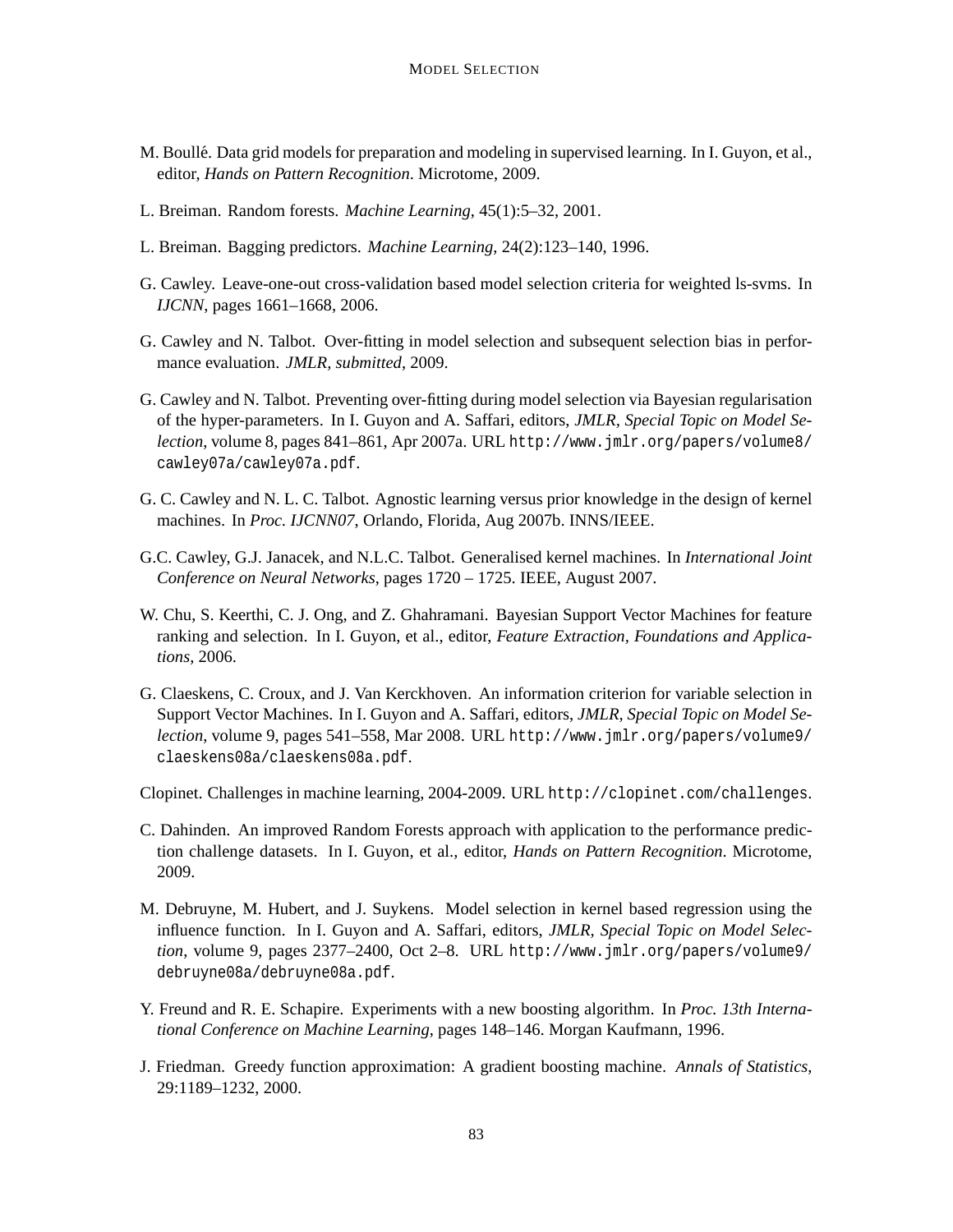M. Boullé. Data grid models for preparation and modeling in supervised learning. In I. Guyon, et al., editor, *Hands on Pattern Recognition*. Microtome, 2009.

L. Breiman. Random forests. *Machine Learning*, 45(1):5–32, 2001.

L. Breiman. Bagging predictors. *Machine Learning*, 24(2):123–140, 1996.

G. Cawley. Leave-one-out cross-validation based model selection criteria for weighted ls-svms. In *IJCNN*, pages 1661–1668, 2006.

G. Cawley and N. Talbot. Over-fitting in model selection and subsequent selection bias in performance evaluation. *JMLR, submitted*, 2009.

G. Cawley and N. Talbot. Preventing over-fitting during model selection via Bayesian regularisation of the hyper-parameters. In I. Guyon and A. Saffari, editors, *JMLR, Special Topic on Model Selection*, volume 8, pages 841–861, Apr 2007a. URL `http://www.jmlr.org/papers/volume8/cawley07a/cawley07a.pdf`.

G. C. Cawley and N. L. C. Talbot. Agnostic learning versus prior knowledge in the design of kernel machines. In *Proc. IJCNN07*, Orlando, Florida, Aug 2007b. INNS/IEEE.

G.C. Cawley, G.J. Janacek, and N.L.C. Talbot. Generalised kernel machines. In *International Joint Conference on Neural Networks*, pages 1720 – 1725. IEEE, August 2007.

W. Chu, S. Keerthi, C. J. Ong, and Z. Ghahramani. Bayesian Support Vector Machines for feature ranking and selection. In I. Guyon, et al., editor, *Feature Extraction, Foundations and Applications*, 2006.

G. Claeskens, C. Croux, and J. Van Kerckhoven. An information criterion for variable selection in Support Vector Machines. In I. Guyon and A. Saffari, editors, *JMLR, Special Topic on Model Selection*, volume 9, pages 541–558, Mar 2008. URL `http://www.jmlr.org/papers/volume9/claeskens08a/claeskens08a.pdf`.

Clopinet. Challenges in machine learning, 2004-2009. URL `http://clopinet.com/challenges`.

C. Dahinden. An improved Random Forests approach with application to the performance prediction challenge datasets. In I. Guyon, et al., editor, *Hands on Pattern Recognition*. Microtome, 2009.

M. Debruyne, M. Hubert, and J. Suykens. Model selection in kernel based regression using the influence function. In I. Guyon and A. Saffari, editors, *JMLR, Special Topic on Model Selection*, volume 9, pages 2377–2400, Oct 2–8. URL `http://www.jmlr.org/papers/volume9/debruyne08a/debruyne08a.pdf`.

Y. Freund and R. E. Schapire. Experiments with a new boosting algorithm. In *Proc. 13th International Conference on Machine Learning*, pages 148–146. Morgan Kaufmann, 1996.

J. Friedman. Greedy function approximation: A gradient boosting machine. *Annals of Statistics*, 29:1189–1232, 2000.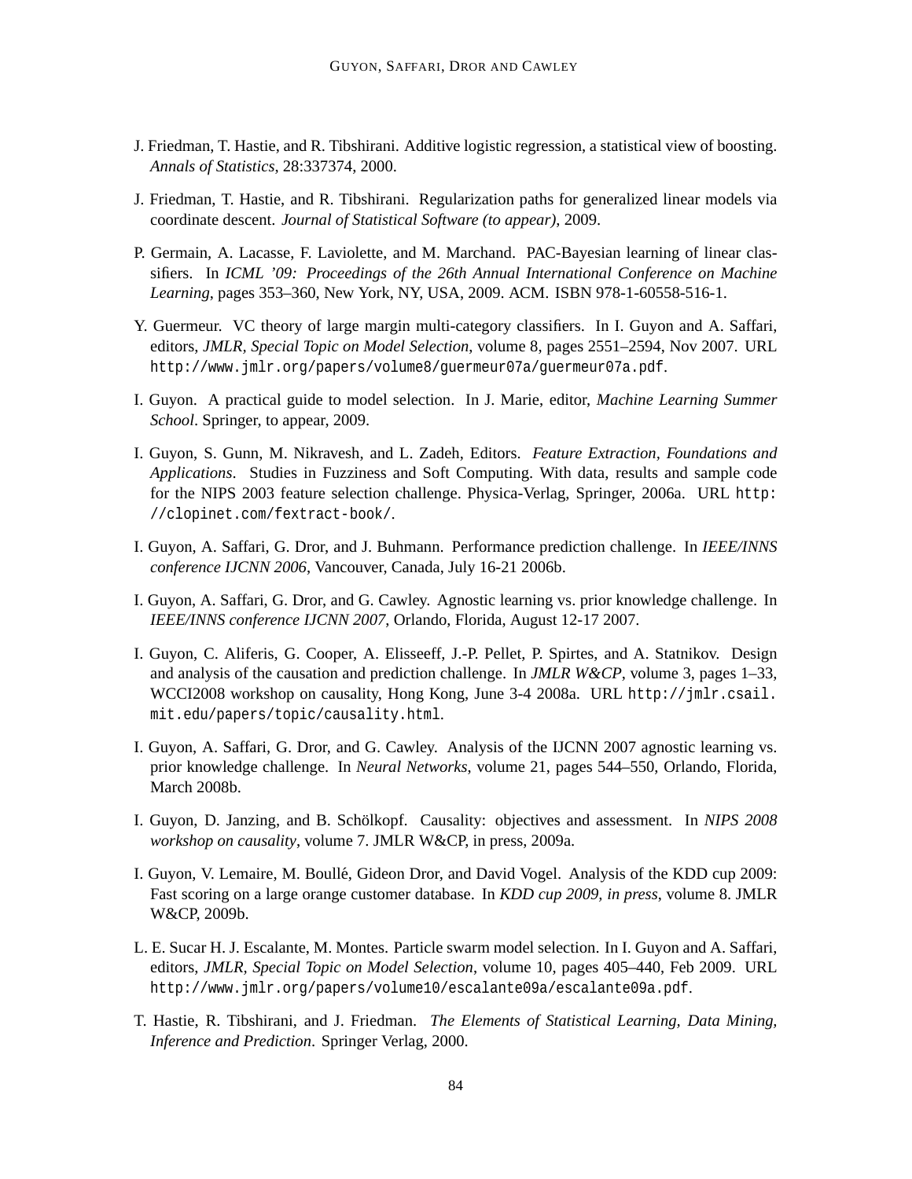J. Friedman, T. Hastie, and R. Tibshirani. Additive logistic regression, a statistical view of boosting. *Annals of Statistics*, 28:337374, 2000.

J. Friedman, T. Hastie, and R. Tibshirani. Regularization paths for generalized linear models via coordinate descent. *Journal of Statistical Software (to appear)*, 2009.

P. Germain, A. Lacasse, F. Laviolette, and M. Marchand. PAC-Bayesian learning of linear classifiers. In *ICML '09: Proceedings of the 26th Annual International Conference on Machine Learning*, pages 353–360, New York, NY, USA, 2009. ACM. ISBN 978-1-60558-516-1.

Y. Guermeur. VC theory of large margin multi-category classifiers. In I. Guyon and A. Saffari, editors, *JMLR, Special Topic on Model Selection*, volume 8, pages 2551–2594, Nov 2007. URL `http://www.jmlr.org/papers/volume8/guermeur07a/guermeur07a.pdf`.

I. Guyon. A practical guide to model selection. In J. Marie, editor, *Machine Learning Summer School*. Springer, to appear, 2009.

I. Guyon, S. Gunn, M. Nikravesh, and L. Zadeh, Editors. *Feature Extraction, Foundations and Applications*. Studies in Fuzziness and Soft Computing. With data, results and sample code for the NIPS 2003 feature selection challenge. Physica-Verlag, Springer, 2006a. URL `http://clopinet.com/fextract-book/`.

I. Guyon, A. Saffari, G. Dror, and J. Buhmann. Performance prediction challenge. In *IEEE/INNS conference IJCNN 2006*, Vancouver, Canada, July 16-21 2006b.

I. Guyon, A. Saffari, G. Dror, and G. Cawley. Agnostic learning vs. prior knowledge challenge. In *IEEE/INNS conference IJCNN 2007*, Orlando, Florida, August 12-17 2007.

I. Guyon, C. Aliferis, G. Cooper, A. Elisseeff, J.-P. Pellet, P. Spirtes, and A. Statnikov. Design and analysis of the causation and prediction challenge. In *JMLR W&CP*, volume 3, pages 1–33, WCCI2008 workshop on causality, Hong Kong, June 3-4 2008a. URL `http://jmlr.csail.mit.edu/papers/topic/causality.html`.

I. Guyon, A. Saffari, G. Dror, and G. Cawley. Analysis of the IJCNN 2007 agnostic learning vs. prior knowledge challenge. In *Neural Networks*, volume 21, pages 544–550, Orlando, Florida, March 2008b.

I. Guyon, D. Janzing, and B. Schölkopf. Causality: objectives and assessment. In *NIPS 2008 workshop on causality*, volume 7. JMLR W&CP, in press, 2009a.

I. Guyon, V. Lemaire, M. Boullé, Gideon Dror, and David Vogel. Analysis of the KDD cup 2009: Fast scoring on a large orange customer database. In *KDD cup 2009, in press*, volume 8. JMLR W&CP, 2009b.

L. E. Sucar H. J. Escalante, M. Montes. Particle swarm model selection. In I. Guyon and A. Saffari, editors, *JMLR, Special Topic on Model Selection*, volume 10, pages 405–440, Feb 2009. URL `http://www.jmlr.org/papers/volume10/escalante09a/escalante09a.pdf`.

T. Hastie, R. Tibshirani, and J. Friedman. *The Elements of Statistical Learning, Data Mining, Inference and Prediction*. Springer Verlag, 2000.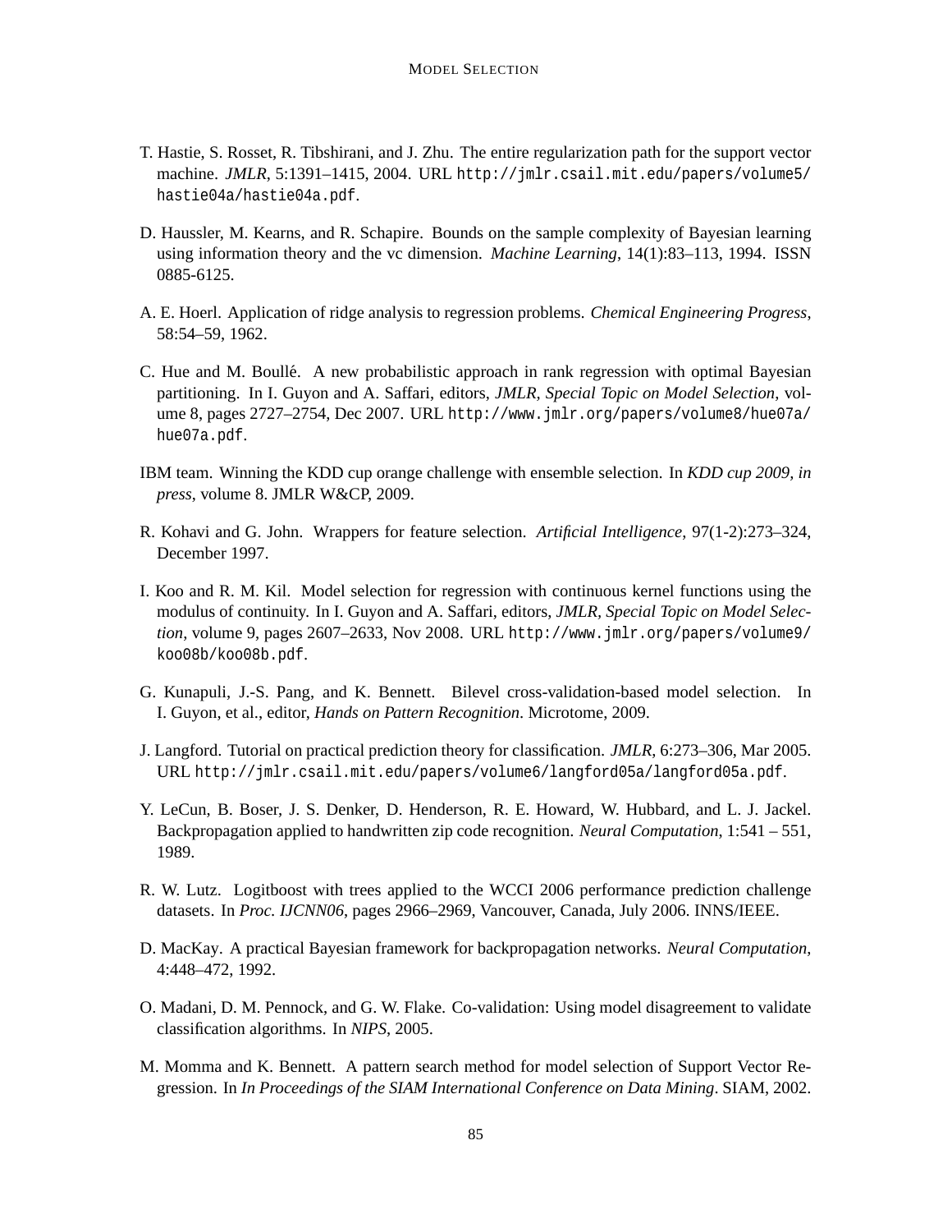T. Hastie, S. Rosset, R. Tibshirani, and J. Zhu. The entire regularization path for the support vector machine. *JMLR*, 5:1391–1415, 2004. URL http://jmlr.csail.mit.edu/papers/volume5/hastie04a/hastie04a.pdf.

D. Haussler, M. Kearns, and R. Schapire. Bounds on the sample complexity of Bayesian learning using information theory and the vc dimension. *Machine Learning*, 14(1):83–113, 1994. ISSN 0885-6125.

A. E. Hoerl. Application of ridge analysis to regression problems. *Chemical Engineering Progress*, 58:54–59, 1962.

C. Hue and M. Boullé. A new probabilistic approach in rank regression with optimal Bayesian partitioning. In I. Guyon and A. Saffari, editors, *JMLR, Special Topic on Model Selection*, volume 8, pages 2727–2754, Dec 2007. URL http://www.jmlr.org/papers/volume8/hue07a/hue07a.pdf.

IBM team. Winning the KDD cup orange challenge with ensemble selection. In *KDD cup 2009, in press*, volume 8. JMLR W&CP, 2009.

R. Kohavi and G. John. Wrappers for feature selection. *Artificial Intelligence*, 97(1-2):273–324, December 1997.

I. Koo and R. M. Kil. Model selection for regression with continuous kernel functions using the modulus of continuity. In I. Guyon and A. Saffari, editors, *JMLR, Special Topic on Model Selection*, volume 9, pages 2607–2633, Nov 2008. URL http://www.jmlr.org/papers/volume9/koo08b/koo08b.pdf.

G. Kunapuli, J.-S. Pang, and K. Bennett. Bilevel cross-validation-based model selection. In I. Guyon, et al., editor, *Hands on Pattern Recognition*. Microtome, 2009.

J. Langford. Tutorial on practical prediction theory for classification. *JMLR*, 6:273–306, Mar 2005. URL http://jmlr.csail.mit.edu/papers/volume6/langford05a/langford05a.pdf.

Y. LeCun, B. Boser, J. S. Denker, D. Henderson, R. E. Howard, W. Hubbard, and L. J. Jackel. Backpropagation applied to handwritten zip code recognition. *Neural Computation*, 1:541 – 551, 1989.

R. W. Lutz. Logitboost with trees applied to the WCCI 2006 performance prediction challenge datasets. In *Proc. IJCNN06*, pages 2966–2969, Vancouver, Canada, July 2006. INNS/IEEE.

D. MacKay. A practical Bayesian framework for backpropagation networks. *Neural Computation*, 4:448–472, 1992.

O. Madani, D. M. Pennock, and G. W. Flake. Co-validation: Using model disagreement to validate classification algorithms. In *NIPS*, 2005.

M. Momma and K. Bennett. A pattern search method for model selection of Support Vector Regression. In *In Proceedings of the SIAM International Conference on Data Mining*. SIAM, 2002.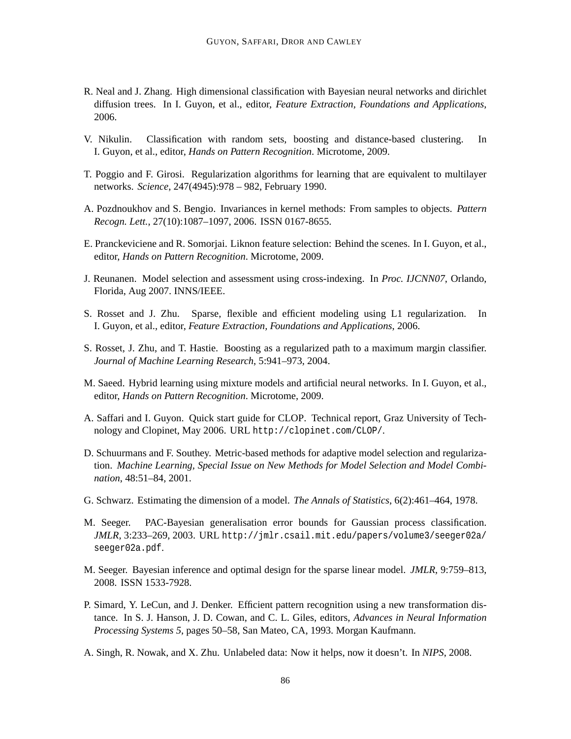R. Neal and J. Zhang. High dimensional classification with Bayesian neural networks and dirichlet diffusion trees. In I. Guyon, et al., editor, *Feature Extraction, Foundations and Applications*, 2006.

V. Nikulin. Classification with random sets, boosting and distance-based clustering. In I. Guyon, et al., editor, *Hands on Pattern Recognition*. Microtome, 2009.

T. Poggio and F. Girosi. Regularization algorithms for learning that are equivalent to multilayer networks. *Science*, 247(4945):978 – 982, February 1990.

A. Pozdnoukhov and S. Bengio. Invariances in kernel methods: From samples to objects. *Pattern Recogn. Lett.*, 27(10):1087–1097, 2006. ISSN 0167-8655.

E. Pranckeviciene and R. Somorjai. Liknon feature selection: Behind the scenes. In I. Guyon, et al., editor, *Hands on Pattern Recognition*. Microtome, 2009.

J. Reunanen. Model selection and assessment using cross-indexing. In *Proc. IJCNN07*, Orlando, Florida, Aug 2007. INNS/IEEE.

S. Rosset and J. Zhu. Sparse, flexible and efficient modeling using L1 regularization. In I. Guyon, et al., editor, *Feature Extraction, Foundations and Applications*, 2006.

S. Rosset, J. Zhu, and T. Hastie. Boosting as a regularized path to a maximum margin classifier. *Journal of Machine Learning Research*, 5:941–973, 2004.

M. Saeed. Hybrid learning using mixture models and artificial neural networks. In I. Guyon, et al., editor, *Hands on Pattern Recognition*. Microtome, 2009.

A. Saffari and I. Guyon. Quick start guide for CLOP. Technical report, Graz University of Technology and Clopinet, May 2006. URL `http://clopinet.com/CLOP/`.

D. Schuurmans and F. Southey. Metric-based methods for adaptive model selection and regularization. *Machine Learning, Special Issue on New Methods for Model Selection and Model Combination*, 48:51–84, 2001.

G. Schwarz. Estimating the dimension of a model. *The Annals of Statistics*, 6(2):461–464, 1978.

M. Seeger. PAC-Bayesian generalisation error bounds for Gaussian process classification. *JMLR*, 3:233–269, 2003. URL `http://jmlr.csail.mit.edu/papers/volume3/seeger02a/seeger02a.pdf`.

M. Seeger. Bayesian inference and optimal design for the sparse linear model. *JMLR*, 9:759–813, 2008. ISSN 1533-7928.

P. Simard, Y. LeCun, and J. Denker. Efficient pattern recognition using a new transformation distance. In S. J. Hanson, J. D. Cowan, and C. L. Giles, editors, *Advances in Neural Information Processing Systems 5*, pages 50–58, San Mateo, CA, 1993. Morgan Kaufmann.

A. Singh, R. Nowak, and X. Zhu. Unlabeled data: Now it helps, now it doesn't. In *NIPS*, 2008.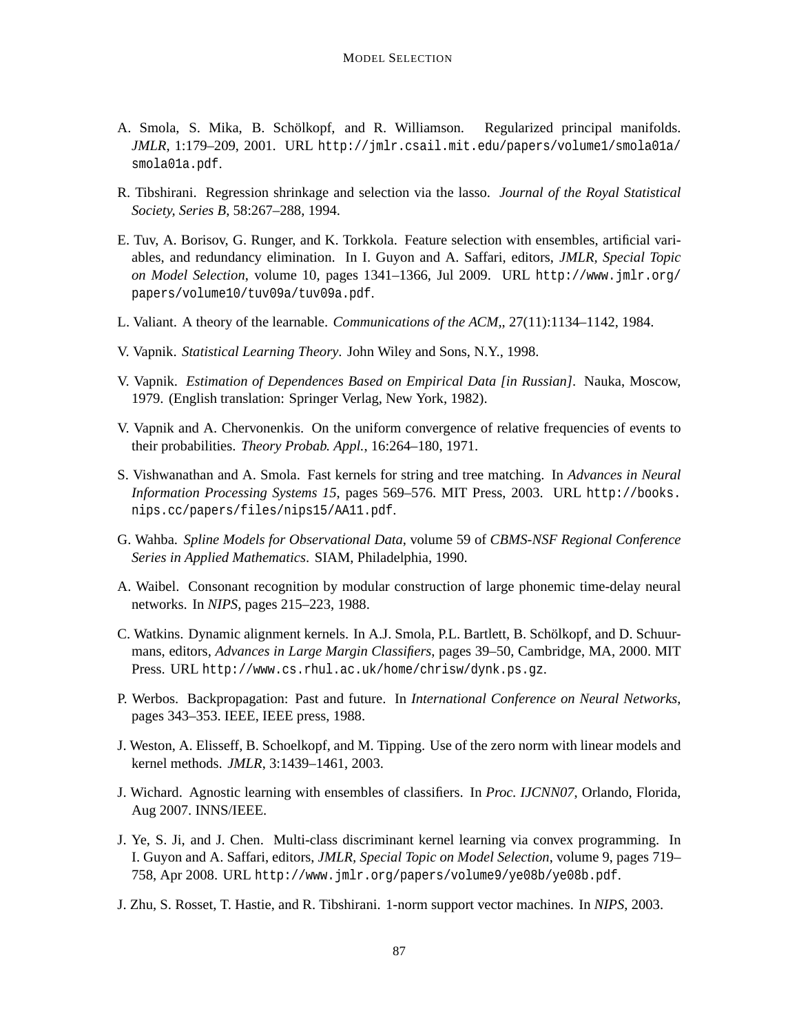A. Smola, S. Mika, B. Schölkopf, and R. Williamson. Regularized principal manifolds. *JMLR*, 1:179–209, 2001. URL `http://jmlr.csail.mit.edu/papers/volume1/smola01a/smola01a.pdf`.

R. Tibshirani. Regression shrinkage and selection via the lasso. *Journal of the Royal Statistical Society, Series B*, 58:267–288, 1994.

E. Tuv, A. Borisov, G. Runger, and K. Torkkola. Feature selection with ensembles, artificial variables, and redundancy elimination. In I. Guyon and A. Saffari, editors, *JMLR, Special Topic on Model Selection*, volume 10, pages 1341–1366, Jul 2009. URL `http://www.jmlr.org/papers/volume10/tuv09a/tuv09a.pdf`.

L. Valiant. A theory of the learnable. *Communications of the ACM,*, 27(11):1134–1142, 1984.

V. Vapnik. *Statistical Learning Theory*. John Wiley and Sons, N.Y., 1998.

V. Vapnik. *Estimation of Dependences Based on Empirical Data [in Russian]*. Nauka, Moscow, 1979. (English translation: Springer Verlag, New York, 1982).

V. Vapnik and A. Chervonenkis. On the uniform convergence of relative frequencies of events to their probabilities. *Theory Probab. Appl.*, 16:264–180, 1971.

S. Vishwanathan and A. Smola. Fast kernels for string and tree matching. In *Advances in Neural Information Processing Systems 15*, pages 569–576. MIT Press, 2003. URL `http://books.nips.cc/papers/files/nips15/AA11.pdf`.

G. Wahba. *Spline Models for Observational Data*, volume 59 of *CBMS-NSF Regional Conference Series in Applied Mathematics*. SIAM, Philadelphia, 1990.

A. Waibel. Consonant recognition by modular construction of large phonemic time-delay neural networks. In *NIPS*, pages 215–223, 1988.

C. Watkins. Dynamic alignment kernels. In A.J. Smola, P.L. Bartlett, B. Schölkopf, and D. Schuurmans, editors, *Advances in Large Margin Classifiers*, pages 39–50, Cambridge, MA, 2000. MIT Press. URL `http://www.cs.rhul.ac.uk/home/chrisw/dynk.ps.gz`.

P. Werbos. Backpropagation: Past and future. In *International Conference on Neural Networks*, pages 343–353. IEEE, IEEE press, 1988.

J. Weston, A. Elisseff, B. Schoelkopf, and M. Tipping. Use of the zero norm with linear models and kernel methods. *JMLR*, 3:1439–1461, 2003.

J. Wichard. Agnostic learning with ensembles of classifiers. In *Proc. IJCNN07*, Orlando, Florida, Aug 2007. INNS/IEEE.

J. Ye, S. Ji, and J. Chen. Multi-class discriminant kernel learning via convex programming. In I. Guyon and A. Saffari, editors, *JMLR, Special Topic on Model Selection*, volume 9, pages 719–758, Apr 2008. URL `http://www.jmlr.org/papers/volume9/ye08b/ye08b.pdf`.

J. Zhu, S. Rosset, T. Hastie, and R. Tibshirani. 1-norm support vector machines. In *NIPS*, 2003.